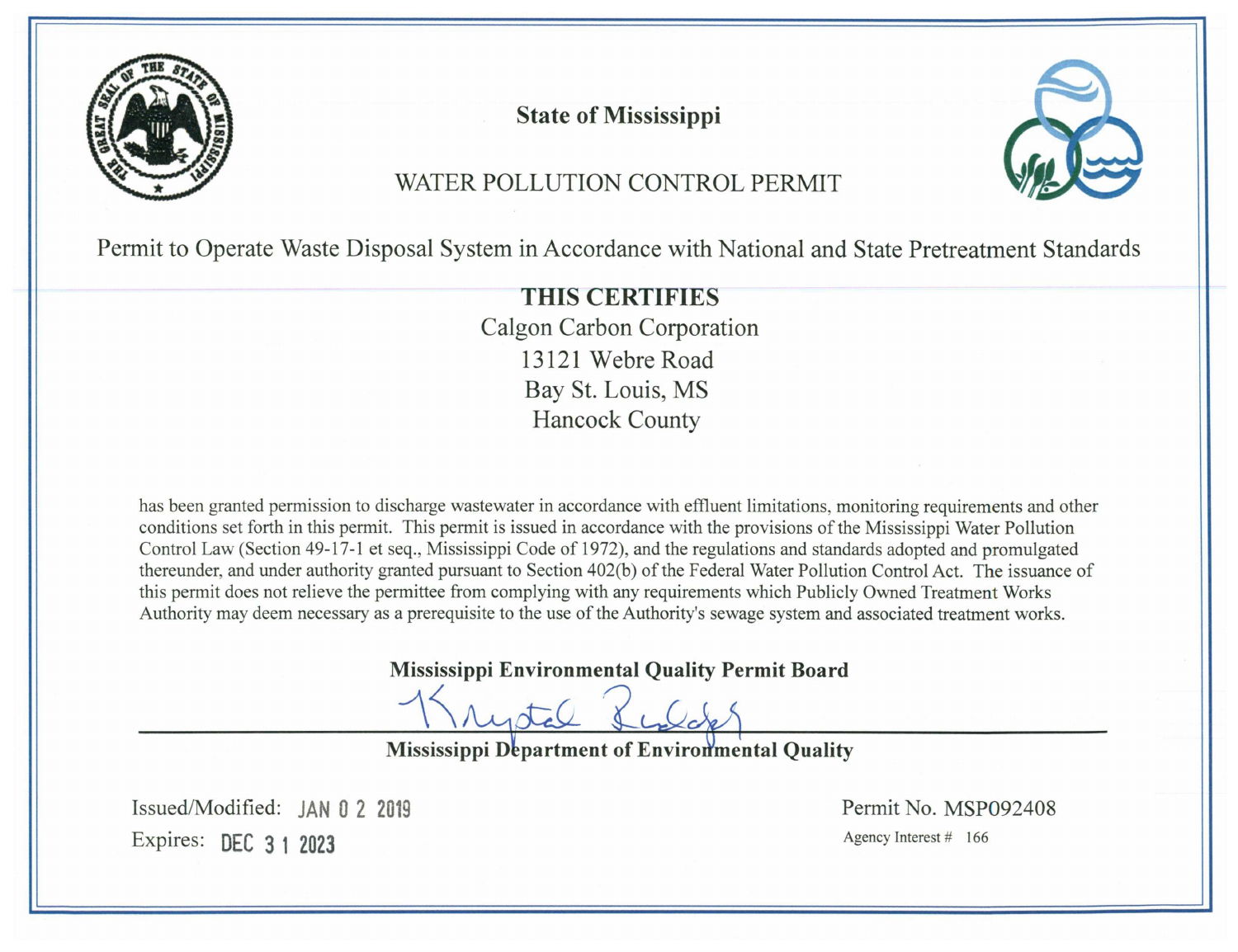# State of Mississippi

## WATER POLLUTION CONTROL PERMIT

Permit to Operate Waste Disposal System in Accordance with National and State Pretreatment Standards

**THIS CERTIFIES**

Calgon Carbon Corporation
13121 Webre Road
Bay St. Louis, MS
Hancock County

has been granted permission to discharge wastewater in accordance with effluent limitations, monitoring requirements and other conditions set forth in this permit. This permit is issued in accordance with the provisions of the Mississippi Water Pollution Control Law (Section 49-17-1 et seq., Mississippi Code of 1972), and the regulations and standards adopted and promulgated thereunder, and under authority granted pursuant to Section 402(b) of the Federal Water Pollution Control Act. The issuance of this permit does not relieve the permittee from complying with any requirements which Publicly Owned Treatment Works Authority may deem necessary as a prerequisite to the use of the Authority's sewage system and associated treatment works.

**Mississippi Environmental Quality Permit Board**

Krystal Rudolph

**Mississippi Department of Environmental Quality**

Issued/Modified: JAN 0 2 2019

Expires: DEC 3 1 2023

Permit No. MSP092408

Agency Interest # 166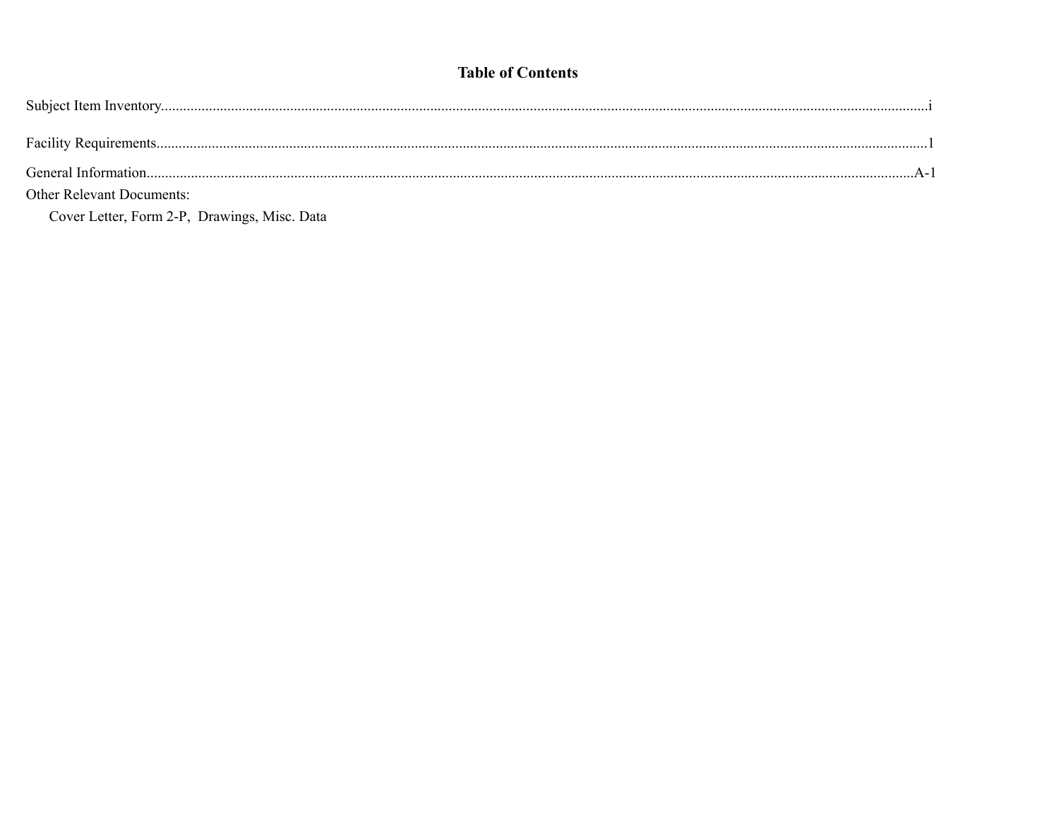# Table of Contents

Subject Item Inventory................................................................................i

Facility Requirements................................................................................1

General Information................................................................................A-1

Other Relevant Documents:

Cover Letter, Form 2-P, Drawings, Misc. Data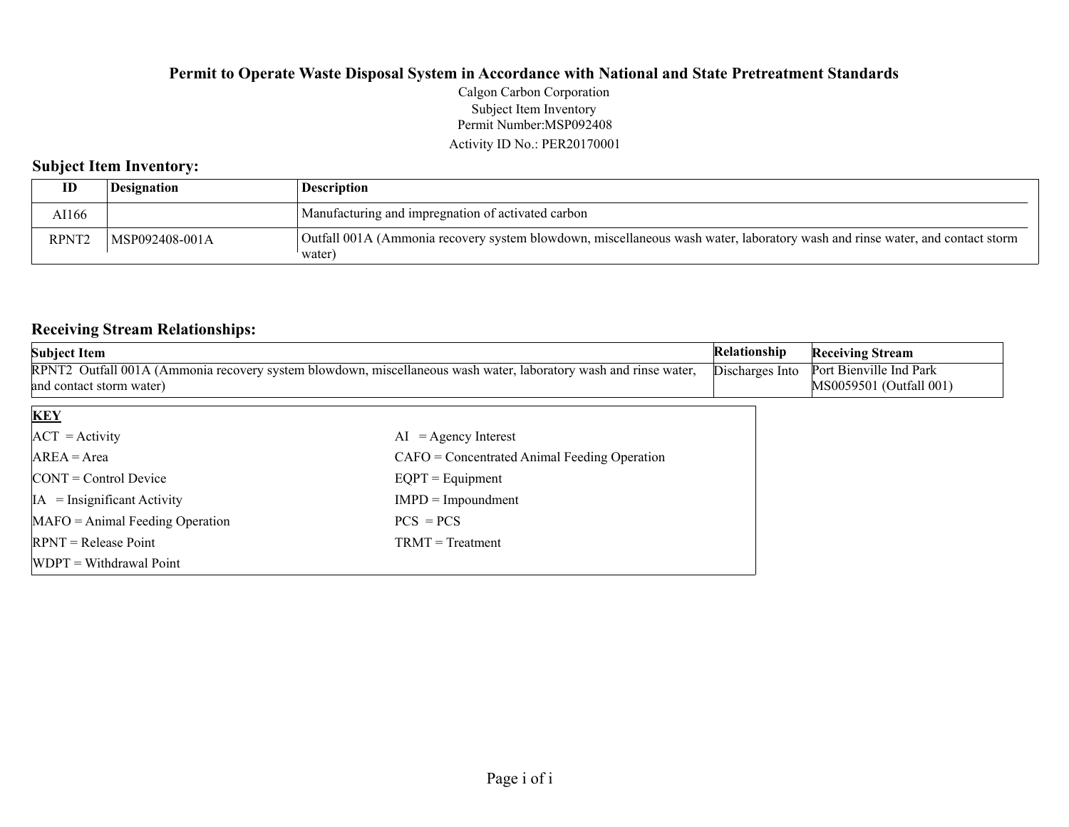**Permit to Operate Waste Disposal System in Accordance with National and State Pretreatment Standards**

Calgon Carbon Corporation
Subject Item Inventory
Permit Number:MSP092408
Activity ID No.: PER20170001

## Subject Item Inventory:

| ID | Designation | Description |
|---|---|---|
| AI166 | | Manufacturing and impregnation of activated carbon |
| RPNT2 | MSP092408-001A | Outfall 001A (Ammonia recovery system blowdown, miscellaneous wash water, laboratory wash and rinse water, and contact storm water) |

## Receiving Stream Relationships:

| Subject Item | Relationship | Receiving Stream |
|---|---|---|
| RPNT2 Outfall 001A (Ammonia recovery system blowdown, miscellaneous wash water, laboratory wash and rinse water, and contact storm water) | Discharges Into | Port Bienville Ind Park MS0059501 (Outfall 001) |

**KEY**

| | |
|---|---|
| ACT = Activity | AI = Agency Interest |
| AREA = Area | CAFO = Concentrated Animal Feeding Operation |
| CONT = Control Device | EQPT = Equipment |
| IA = Insignificant Activity | IMPD = Impoundment |
| MAFO = Animal Feeding Operation | PCS = PCS |
| RPNT = Release Point | TRMT = Treatment |
| WDPT = Withdrawal Point | |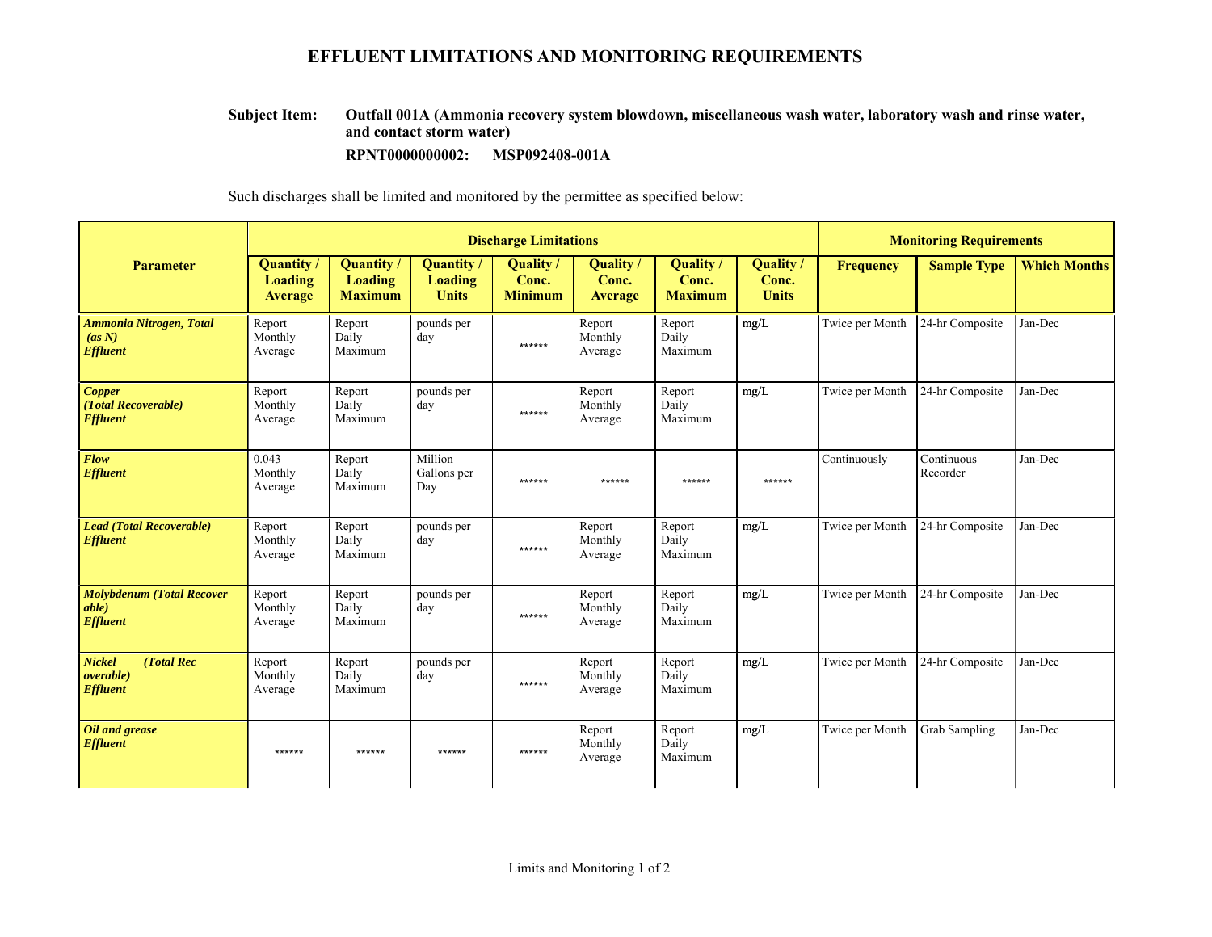# EFFLUENT LIMITATIONS AND MONITORING REQUIREMENTS

**Subject Item:** **Outfall 001A (Ammonia recovery system blowdown, miscellaneous wash water, laboratory wash and rinse water, and contact storm water)**

**RPNT0000000002: MSP092408-001A**

Such discharges shall be limited and monitored by the permittee as specified below:

| Parameter | Discharge Limitations | | | | | | | Monitoring Requirements | | |
|---|---|---|---|---|---|---|---|---|---|---|
| | Quantity / Loading Average | Quantity / Loading Maximum | Quantity / Loading Units | Quality / Conc. Minimum | Quality / Conc. Average | Quality / Conc. Maximum | Quality / Conc. Units | Frequency | Sample Type | Which Months |
| ***Ammonia Nitrogen, Total (as N) Effluent*** | Report Monthly Average | Report Daily Maximum | pounds per day | ****** | Report Monthly Average | Report Daily Maximum | mg/L | Twice per Month | 24-hr Composite | Jan-Dec |
| ***Copper (Total Recoverable) Effluent*** | Report Monthly Average | Report Daily Maximum | pounds per day | ****** | Report Monthly Average | Report Daily Maximum | mg/L | Twice per Month | 24-hr Composite | Jan-Dec |
| ***Flow Effluent*** | 0.043 Monthly Average | Report Daily Maximum | Million Gallons per Day | ****** | ****** | ****** | ****** | Continuously | Continuous Recorder | Jan-Dec |
| ***Lead (Total Recoverable) Effluent*** | Report Monthly Average | Report Daily Maximum | pounds per day | ****** | Report Monthly Average | Report Daily Maximum | mg/L | Twice per Month | 24-hr Composite | Jan-Dec |
| ***Molybdenum (Total Recover able) Effluent*** | Report Monthly Average | Report Daily Maximum | pounds per day | ****** | Report Monthly Average | Report Daily Maximum | mg/L | Twice per Month | 24-hr Composite | Jan-Dec |
| ***Nickel (Total Rec overable) Effluent*** | Report Monthly Average | Report Daily Maximum | pounds per day | ****** | Report Monthly Average | Report Daily Maximum | mg/L | Twice per Month | 24-hr Composite | Jan-Dec |
| ***Oil and grease Effluent*** | ****** | ****** | ****** | ****** | Report Monthly Average | Report Daily Maximum | mg/L | Twice per Month | Grab Sampling | Jan-Dec |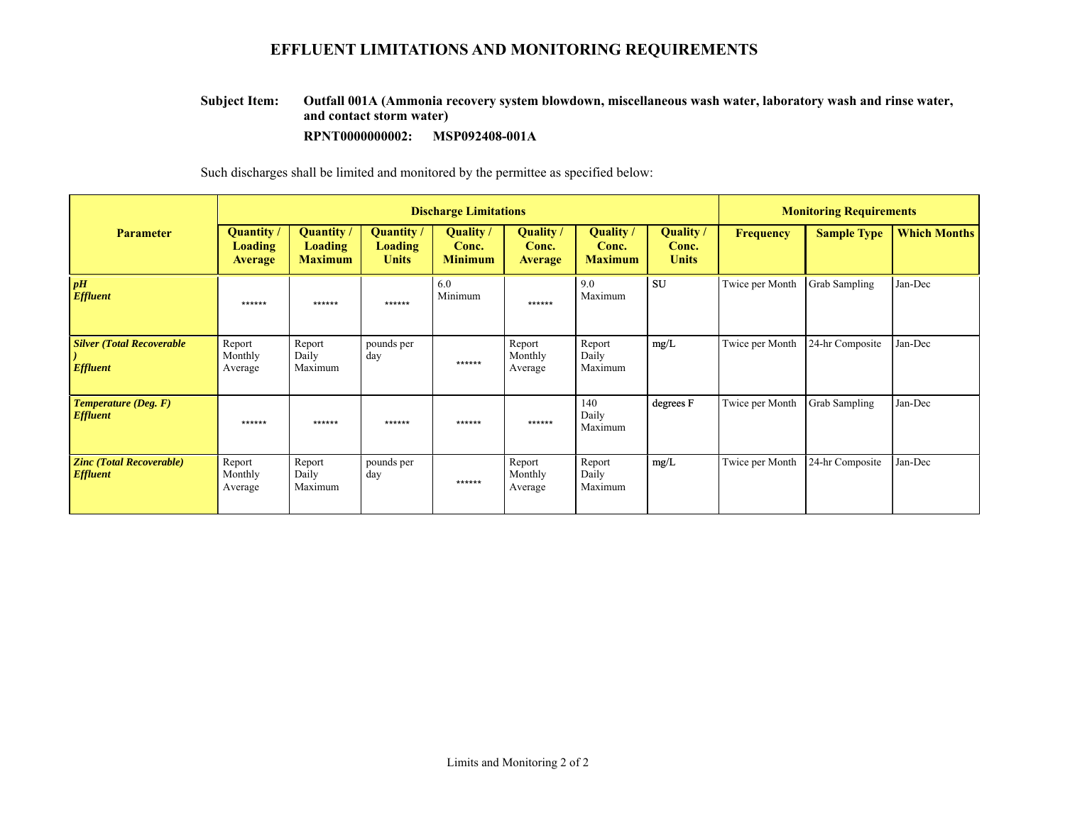# EFFLUENT LIMITATIONS AND MONITORING REQUIREMENTS

**Subject Item:** **Outfall 001A (Ammonia recovery system blowdown, miscellaneous wash water, laboratory wash and rinse water, and contact storm water)**

**RPNT0000000002: MSP092408-001A**

Such discharges shall be limited and monitored by the permittee as specified below:

| Parameter | Discharge Limitations | | | | | | | Monitoring Requirements | | |
|---|---|---|---|---|---|---|---|---|---|---|
| | Quantity / Loading Average | Quantity / Loading Maximum | Quantity / Loading Units | Quality / Conc. Minimum | Quality / Conc. Average | Quality / Conc. Maximum | Quality / Conc. Units | Frequency | Sample Type | Which Months |
| ***pH Effluent*** | ****** | ****** | ****** | 6.0 Minimum | ****** | 9.0 Maximum | SU | Twice per Month | Grab Sampling | Jan-Dec |
| ***Silver (Total Recoverable) Effluent*** | Report Monthly Average | Report Daily Maximum | pounds per day | ****** | Report Monthly Average | Report Daily Maximum | mg/L | Twice per Month | 24-hr Composite | Jan-Dec |
| ***Temperature (Deg. F) Effluent*** | ****** | ****** | ****** | ****** | ****** | 140 Daily Maximum | degrees F | Twice per Month | Grab Sampling | Jan-Dec |
| ***Zinc (Total Recoverable) Effluent*** | Report Monthly Average | Report Daily Maximum | pounds per day | ****** | Report Monthly Average | Report Daily Maximum | mg/L | Twice per Month | 24-hr Composite | Jan-Dec |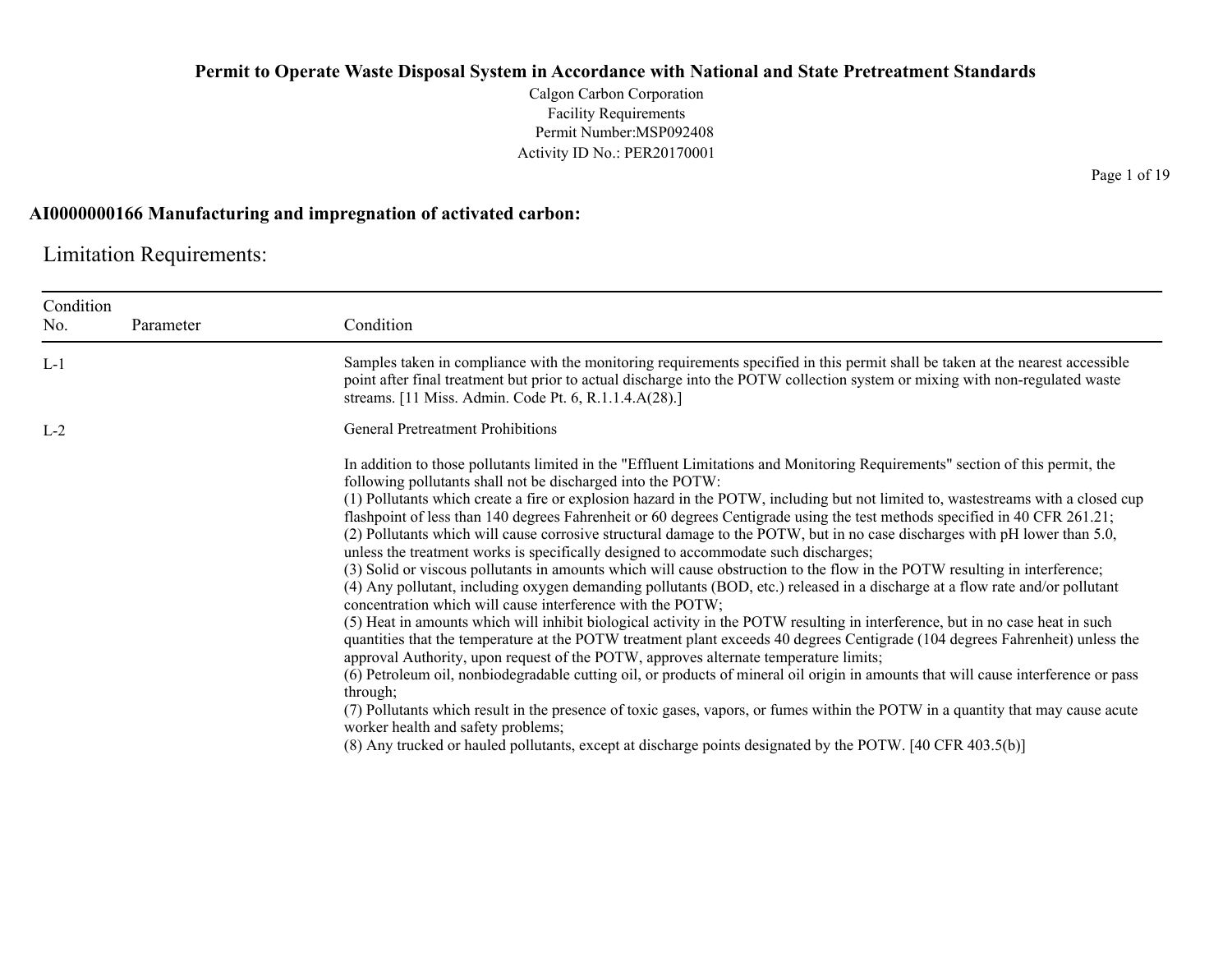# Permit to Operate Waste Disposal System in Accordance with National and State Pretreatment Standards

Calgon Carbon Corporation
Facility Requirements
Permit Number:MSP092408
Activity ID No.: PER20170001

## AI0000000166 Manufacturing and impregnation of activated carbon:

### Limitation Requirements:

| Condition No. | Parameter | Condition |
|---|---|---|
| L-1 | | Samples taken in compliance with the monitoring requirements specified in this permit shall be taken at the nearest accessible point after final treatment but prior to actual discharge into the POTW collection system or mixing with non-regulated waste streams. [11 Miss. Admin. Code Pt. 6, R.1.1.4.A(28).] |
| L-2 | | General Pretreatment Prohibitions<br><br>In addition to those pollutants limited in the "Effluent Limitations and Monitoring Requirements" section of this permit, the following pollutants shall not be discharged into the POTW:<br>(1) Pollutants which create a fire or explosion hazard in the POTW, including but not limited to, wastestreams with a closed cup flashpoint of less than 140 degrees Fahrenheit or 60 degrees Centigrade using the test methods specified in 40 CFR 261.21;<br>(2) Pollutants which will cause corrosive structural damage to the POTW, but in no case discharges with pH lower than 5.0, unless the treatment works is specifically designed to accommodate such discharges;<br>(3) Solid or viscous pollutants in amounts which will cause obstruction to the flow in the POTW resulting in interference;<br>(4) Any pollutant, including oxygen demanding pollutants (BOD, etc.) released in a discharge at a flow rate and/or pollutant concentration which will cause interference with the POTW;<br>(5) Heat in amounts which will inhibit biological activity in the POTW resulting in interference, but in no case heat in such quantities that the temperature at the POTW treatment plant exceeds 40 degrees Centigrade (104 degrees Fahrenheit) unless the approval Authority, upon request of the POTW, approves alternate temperature limits;<br>(6) Petroleum oil, nonbiodegradable cutting oil, or products of mineral oil origin in amounts that will cause interference or pass through;<br>(7) Pollutants which result in the presence of toxic gases, vapors, or fumes within the POTW in a quantity that may cause acute worker health and safety problems;<br>(8) Any trucked or hauled pollutants, except at discharge points designated by the POTW. [40 CFR 403.5(b)] |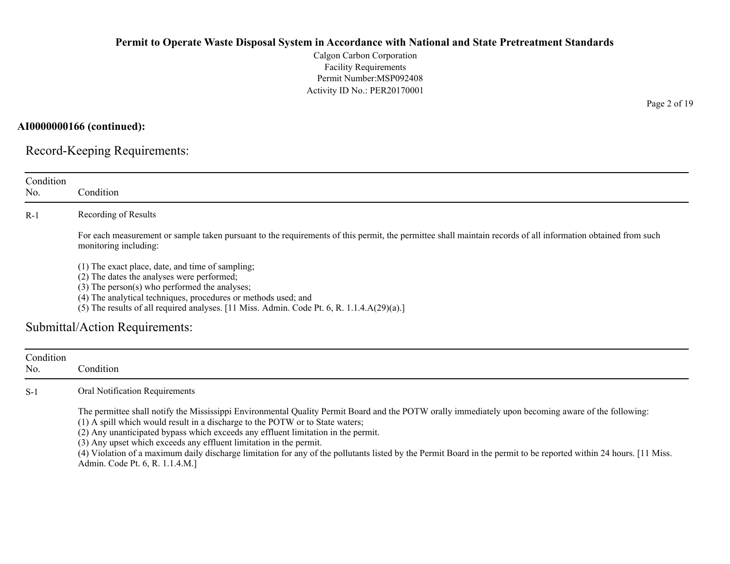**AI0000000166 (continued):**

## Record-Keeping Requirements:

| Condition No. | Condition |
|---|---|
| R-1 | Recording of Results<br><br>For each measurement or sample taken pursuant to the requirements of this permit, the permittee shall maintain records of all information obtained from such monitoring including:<br><br>(1) The exact place, date, and time of sampling;<br>(2) The dates the analyses were performed;<br>(3) The person(s) who performed the analyses;<br>(4) The analytical techniques, procedures or methods used; and<br>(5) The results of all required analyses. [11 Miss. Admin. Code Pt. 6, R. 1.1.4.A(29)(a).] |

## Submittal/Action Requirements:

| Condition No. | Condition |
|---|---|
| S-1 | Oral Notification Requirements<br><br>The permittee shall notify the Mississippi Environmental Quality Permit Board and the POTW orally immediately upon becoming aware of the following:<br>(1) A spill which would result in a discharge to the POTW or to State waters;<br>(2) Any unanticipated bypass which exceeds any effluent limitation in the permit.<br>(3) Any upset which exceeds any effluent limitation in the permit.<br>(4) Violation of a maximum daily discharge limitation for any of the pollutants listed by the Permit Board in the permit to be reported within 24 hours. [11 Miss. Admin. Code Pt. 6, R. 1.1.4.M.] |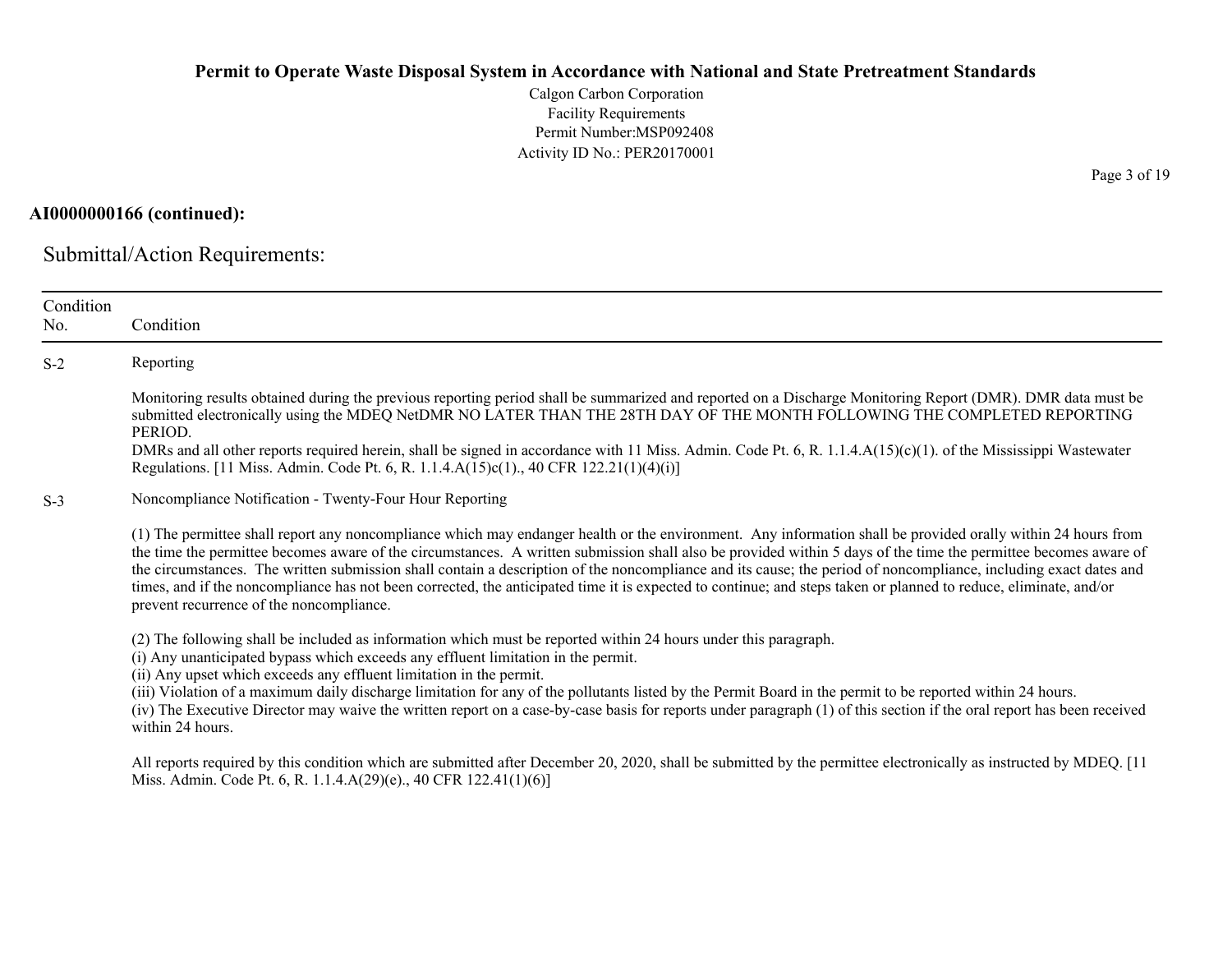**AI0000000166 (continued):**

## Submittal/Action Requirements:

| Condition No. | Condition |
|---|---|
| S-2 | Reporting<br><br>Monitoring results obtained during the previous reporting period shall be summarized and reported on a Discharge Monitoring Report (DMR). DMR data must be submitted electronically using the MDEQ NetDMR NO LATER THAN THE 28TH DAY OF THE MONTH FOLLOWING THE COMPLETED REPORTING PERIOD.<br>DMRs and all other reports required herein, shall be signed in accordance with 11 Miss. Admin. Code Pt. 6, R. 1.1.4.A(15)(c)(1). of the Mississippi Wastewater Regulations. [11 Miss. Admin. Code Pt. 6, R. 1.1.4.A(15)c(1)., 40 CFR 122.21(1)(4)(i)] |
| S-3 | Noncompliance Notification - Twenty-Four Hour Reporting<br><br>(1) The permittee shall report any noncompliance which may endanger health or the environment. Any information shall be provided orally within 24 hours from the time the permittee becomes aware of the circumstances. A written submission shall also be provided within 5 days of the time the permittee becomes aware of the circumstances. The written submission shall contain a description of the noncompliance and its cause; the period of noncompliance, including exact dates and times, and if the noncompliance has not been corrected, the anticipated time it is expected to continue; and steps taken or planned to reduce, eliminate, and/or prevent recurrence of the noncompliance.<br><br>(2) The following shall be included as information which must be reported within 24 hours under this paragraph.<br>(i) Any unanticipated bypass which exceeds any effluent limitation in the permit.<br>(ii) Any upset which exceeds any effluent limitation in the permit.<br>(iii) Violation of a maximum daily discharge limitation for any of the pollutants listed by the Permit Board in the permit to be reported within 24 hours.<br>(iv) The Executive Director may waive the written report on a case-by-case basis for reports under paragraph (1) of this section if the oral report has been received within 24 hours.<br><br>All reports required by this condition which are submitted after December 20, 2020, shall be submitted by the permittee electronically as instructed by MDEQ. [11 Miss. Admin. Code Pt. 6, R. 1.1.4.A(29)(e)., 40 CFR 122.41(1)(6)] |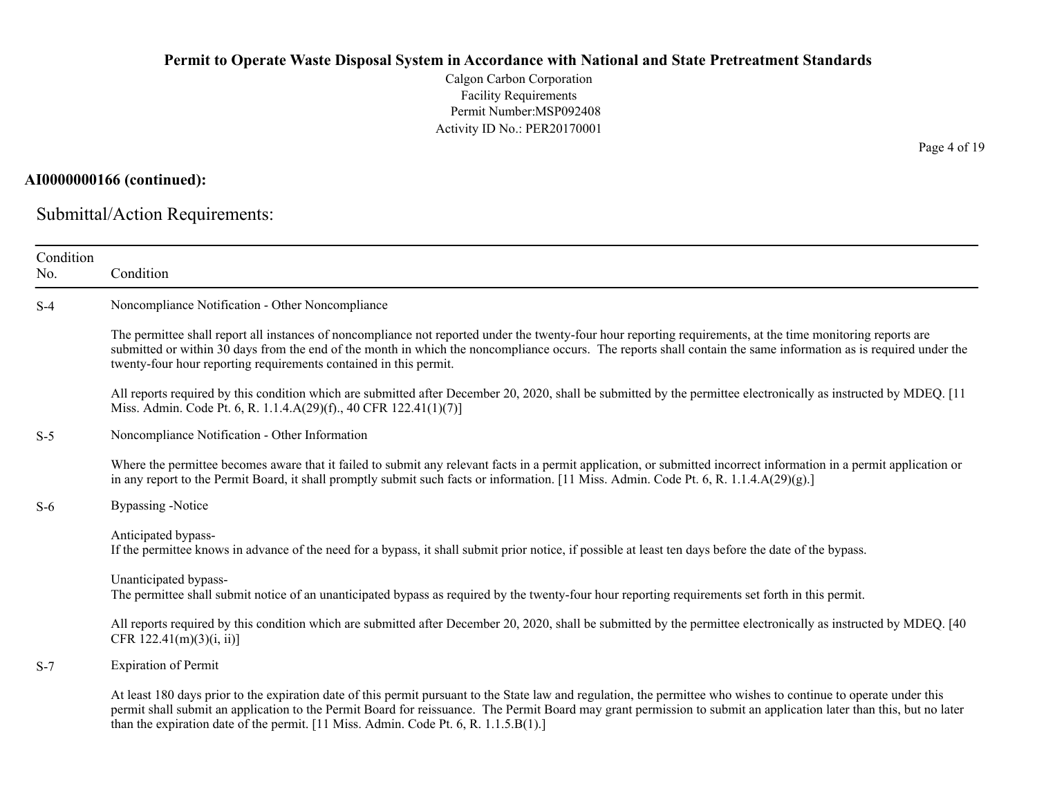**AI0000000166 (continued):**

## Submittal/Action Requirements:

| Condition No. | Condition |
|---|---|
| S-4 | Noncompliance Notification - Other Noncompliance<br><br>The permittee shall report all instances of noncompliance not reported under the twenty-four hour reporting requirements, at the time monitoring reports are submitted or within 30 days from the end of the month in which the noncompliance occurs. The reports shall contain the same information as is required under the twenty-four hour reporting requirements contained in this permit.<br><br>All reports required by this condition which are submitted after December 20, 2020, shall be submitted by the permittee electronically as instructed by MDEQ. [11 Miss. Admin. Code Pt. 6, R. 1.1.4.A(29)(f)., 40 CFR 122.41(1)(7)] |
| S-5 | Noncompliance Notification - Other Information<br><br>Where the permittee becomes aware that it failed to submit any relevant facts in a permit application, or submitted incorrect information in a permit application or in any report to the Permit Board, it shall promptly submit such facts or information. [11 Miss. Admin. Code Pt. 6, R. 1.1.4.A(29)(g).] |
| S-6 | Bypassing -Notice<br><br>Anticipated bypass-<br>If the permittee knows in advance of the need for a bypass, it shall submit prior notice, if possible at least ten days before the date of the bypass.<br><br>Unanticipated bypass-<br>The permittee shall submit notice of an unanticipated bypass as required by the twenty-four hour reporting requirements set forth in this permit.<br><br>All reports required by this condition which are submitted after December 20, 2020, shall be submitted by the permittee electronically as instructed by MDEQ. [40 CFR 122.41(m)(3)(i, ii)] |
| S-7 | Expiration of Permit<br><br>At least 180 days prior to the expiration date of this permit pursuant to the State law and regulation, the permittee who wishes to continue to operate under this permit shall submit an application to the Permit Board for reissuance. The Permit Board may grant permission to submit an application later than this, but no later than the expiration date of the permit. [11 Miss. Admin. Code Pt. 6, R. 1.1.5.B(1).] |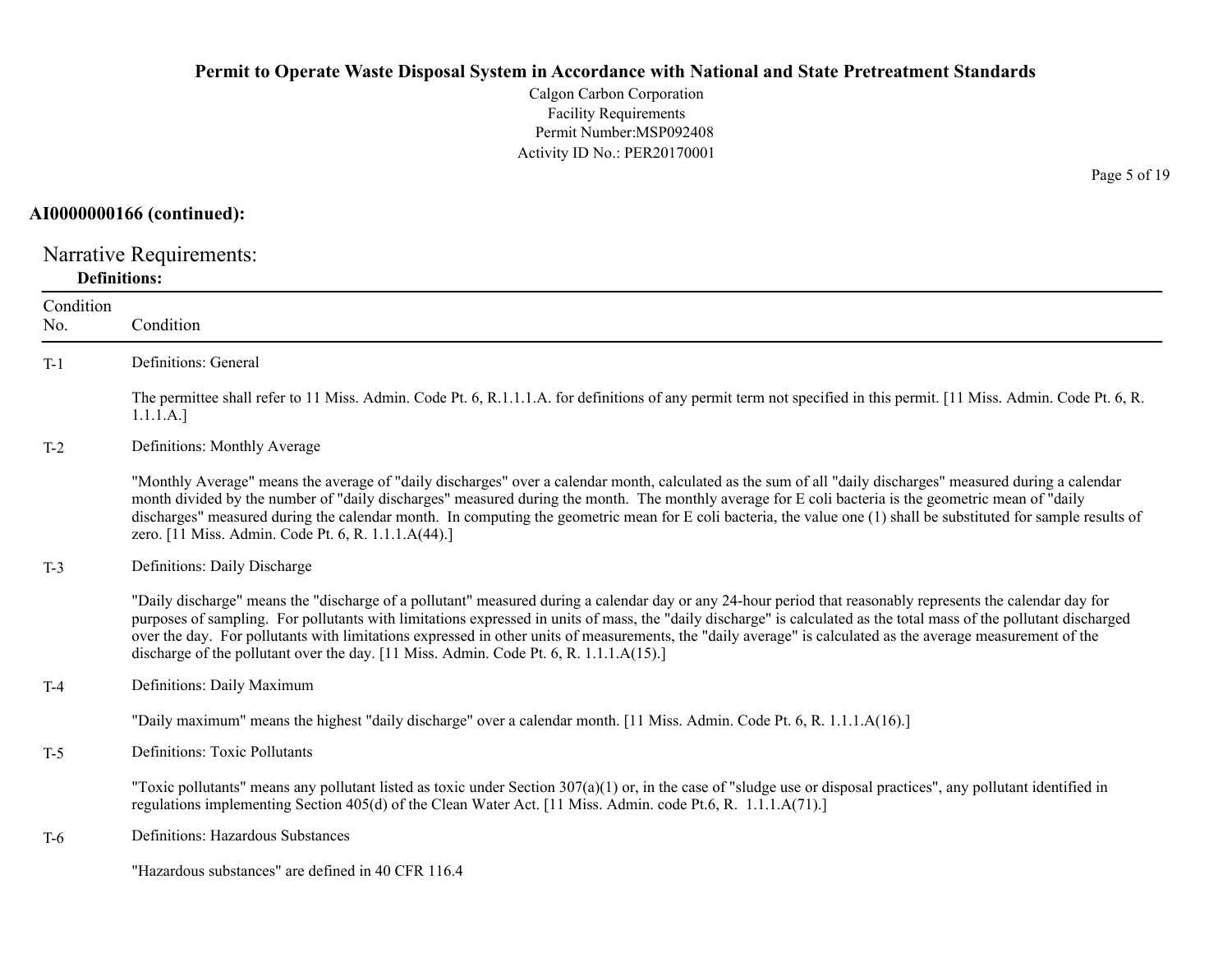**AI0000000166 (continued):**

Narrative Requirements:

**Definitions:**

| Condition No. | Condition |
|---|---|
| T-1 | Definitions: General<br><br>The permittee shall refer to 11 Miss. Admin. Code Pt. 6, R.1.1.1.A. for definitions of any permit term not specified in this permit. [11 Miss. Admin. Code Pt. 6, R. 1.1.1.A.] |
| T-2 | Definitions: Monthly Average<br><br>"Monthly Average" means the average of "daily discharges" over a calendar month, calculated as the sum of all "daily discharges" measured during a calendar month divided by the number of "daily discharges" measured during the month. The monthly average for E coli bacteria is the geometric mean of "daily discharges" measured during the calendar month. In computing the geometric mean for E coli bacteria, the value one (1) shall be substituted for sample results of zero. [11 Miss. Admin. Code Pt. 6, R. 1.1.1.A(44).] |
| T-3 | Definitions: Daily Discharge<br><br>"Daily discharge" means the "discharge of a pollutant" measured during a calendar day or any 24-hour period that reasonably represents the calendar day for purposes of sampling. For pollutants with limitations expressed in units of mass, the "daily discharge" is calculated as the total mass of the pollutant discharged over the day. For pollutants with limitations expressed in other units of measurements, the "daily average" is calculated as the average measurement of the discharge of the pollutant over the day. [11 Miss. Admin. Code Pt. 6, R. 1.1.1.A(15).] |
| T-4 | Definitions: Daily Maximum<br><br>"Daily maximum" means the highest "daily discharge" over a calendar month. [11 Miss. Admin. Code Pt. 6, R. 1.1.1.A(16).] |
| T-5 | Definitions: Toxic Pollutants<br><br>"Toxic pollutants" means any pollutant listed as toxic under Section 307(a)(1) or, in the case of "sludge use or disposal practices", any pollutant identified in regulations implementing Section 405(d) of the Clean Water Act. [11 Miss. Admin. code Pt.6, R. 1.1.1.A(71).] |
| T-6 | Definitions: Hazardous Substances<br><br>"Hazardous substances" are defined in 40 CFR 116.4 |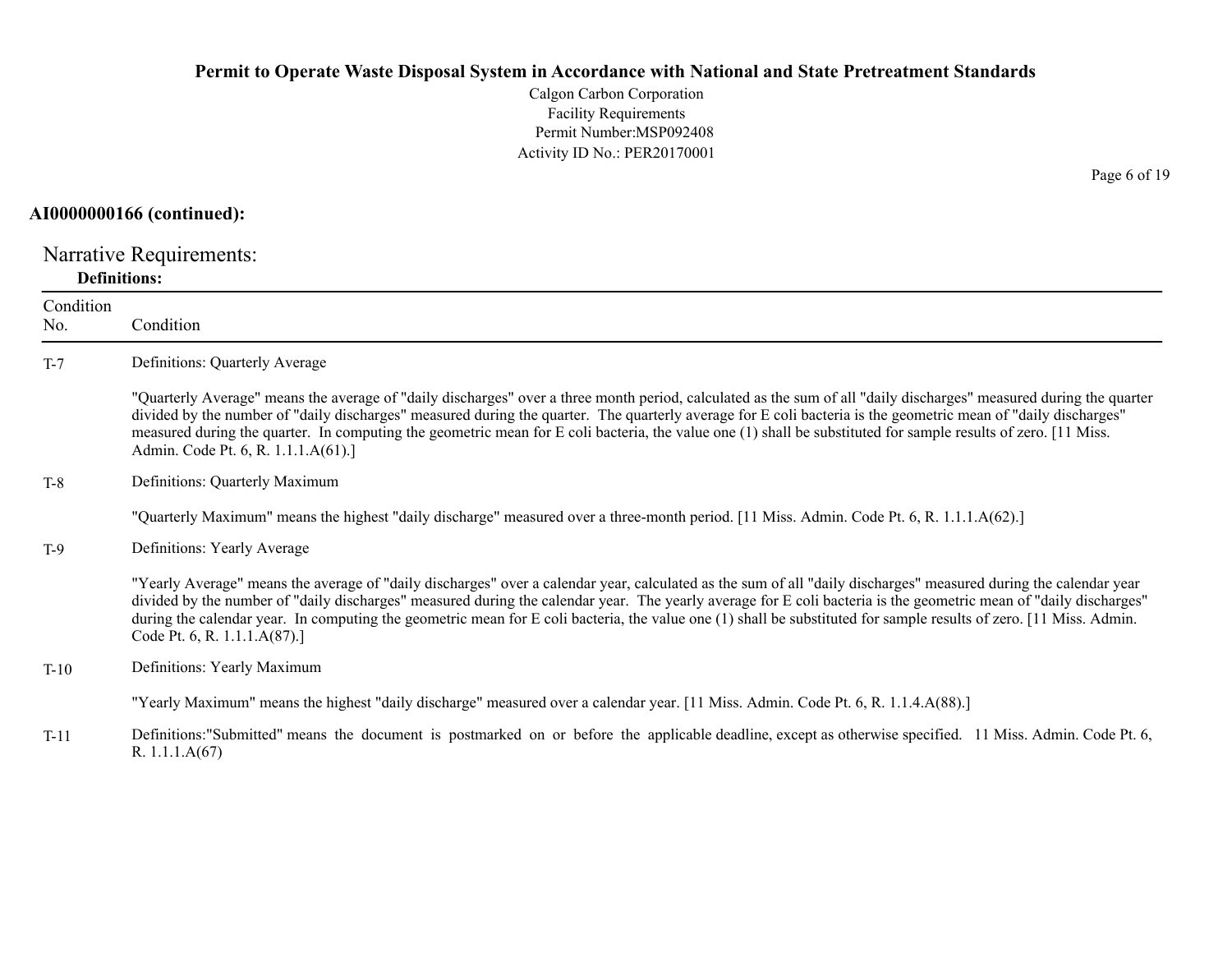**AI0000000166 (continued):**

## Narrative Requirements:

**Definitions:**

| Condition No. | Condition |
|---|---|
| T-7 | Definitions: Quarterly Average<br><br>"Quarterly Average" means the average of "daily discharges" over a three month period, calculated as the sum of all "daily discharges" measured during the quarter divided by the number of "daily discharges" measured during the quarter. The quarterly average for E coli bacteria is the geometric mean of "daily discharges" measured during the quarter. In computing the geometric mean for E coli bacteria, the value one (1) shall be substituted for sample results of zero. [11 Miss. Admin. Code Pt. 6, R. 1.1.1.A(61).] |
| T-8 | Definitions: Quarterly Maximum<br><br>"Quarterly Maximum" means the highest "daily discharge" measured over a three-month period. [11 Miss. Admin. Code Pt. 6, R. 1.1.1.A(62).] |
| T-9 | Definitions: Yearly Average<br><br>"Yearly Average" means the average of "daily discharges" over a calendar year, calculated as the sum of all "daily discharges" measured during the calendar year divided by the number of "daily discharges" measured during the calendar year. The yearly average for E coli bacteria is the geometric mean of "daily discharges" during the calendar year. In computing the geometric mean for E coli bacteria, the value one (1) shall be substituted for sample results of zero. [11 Miss. Admin. Code Pt. 6, R. 1.1.1.A(87).] |
| T-10 | Definitions: Yearly Maximum<br><br>"Yearly Maximum" means the highest "daily discharge" measured over a calendar year. [11 Miss. Admin. Code Pt. 6, R. 1.1.4.A(88).] |
| T-11 | Definitions:"Submitted" means the document is postmarked on or before the applicable deadline, except as otherwise specified. 11 Miss. Admin. Code Pt. 6, R. 1.1.1.A(67) |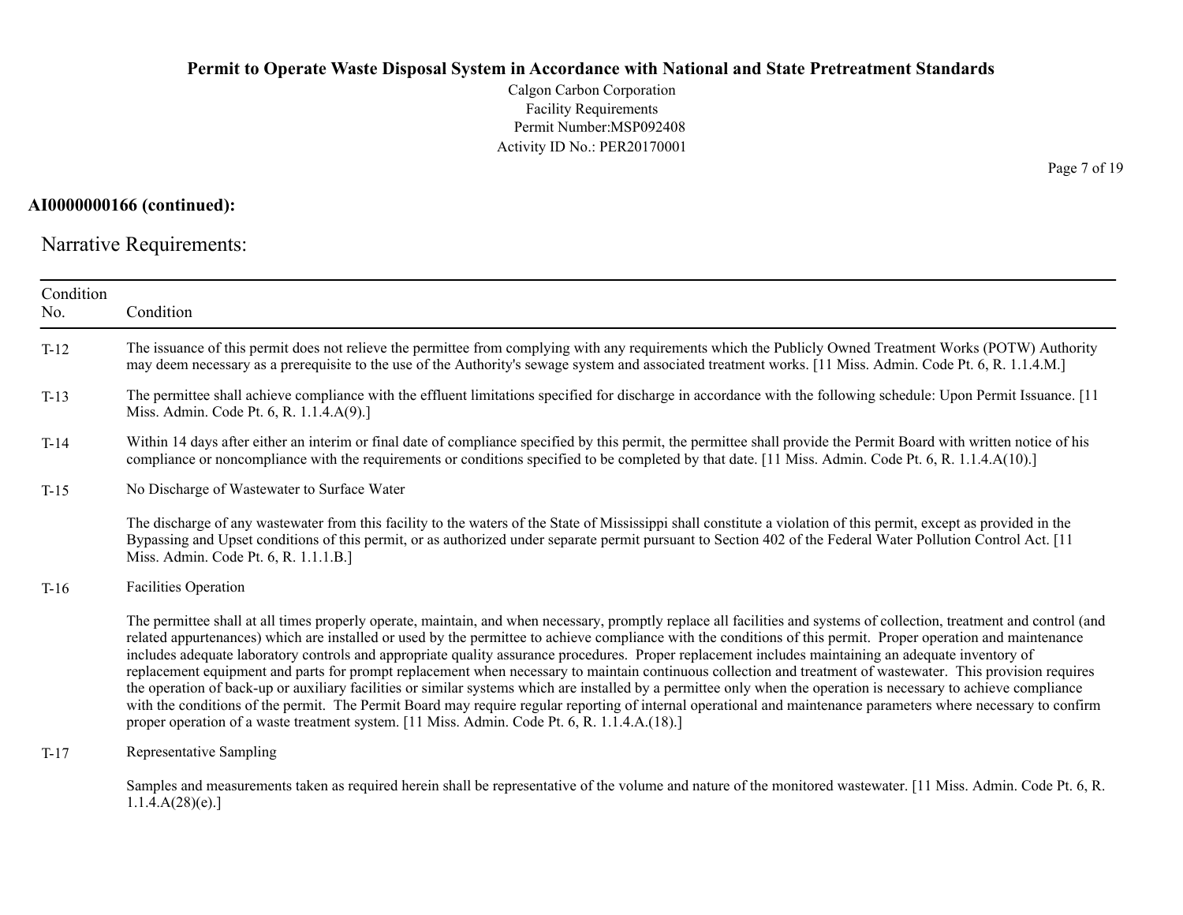**AI0000000166 (continued):**

## Narrative Requirements:

| Condition No. | Condition |
|---|---|
| T-12 | The issuance of this permit does not relieve the permittee from complying with any requirements which the Publicly Owned Treatment Works (POTW) Authority may deem necessary as a prerequisite to the use of the Authority's sewage system and associated treatment works. [11 Miss. Admin. Code Pt. 6, R. 1.1.4.M.] |
| T-13 | The permittee shall achieve compliance with the effluent limitations specified for discharge in accordance with the following schedule: Upon Permit Issuance. [11 Miss. Admin. Code Pt. 6, R. 1.1.4.A(9).] |
| T-14 | Within 14 days after either an interim or final date of compliance specified by this permit, the permittee shall provide the Permit Board with written notice of his compliance or noncompliance with the requirements or conditions specified to be completed by that date. [11 Miss. Admin. Code Pt. 6, R. 1.1.4.A(10).] |
| T-15 | No Discharge of Wastewater to Surface Water<br><br>The discharge of any wastewater from this facility to the waters of the State of Mississippi shall constitute a violation of this permit, except as provided in the Bypassing and Upset conditions of this permit, or as authorized under separate permit pursuant to Section 402 of the Federal Water Pollution Control Act. [11 Miss. Admin. Code Pt. 6, R. 1.1.1.B.] |
| T-16 | Facilities Operation<br><br>The permittee shall at all times properly operate, maintain, and when necessary, promptly replace all facilities and systems of collection, treatment and control (and related appurtenances) which are installed or used by the permittee to achieve compliance with the conditions of this permit. Proper operation and maintenance includes adequate laboratory controls and appropriate quality assurance procedures. Proper replacement includes maintaining an adequate inventory of replacement equipment and parts for prompt replacement when necessary to maintain continuous collection and treatment of wastewater. This provision requires the operation of back-up or auxiliary facilities or similar systems which are installed by a permittee only when the operation is necessary to achieve compliance with the conditions of the permit. The Permit Board may require regular reporting of internal operational and maintenance parameters where necessary to confirm proper operation of a waste treatment system. [11 Miss. Admin. Code Pt. 6, R. 1.1.4.A.(18).] |
| T-17 | Representative Sampling<br><br>Samples and measurements taken as required herein shall be representative of the volume and nature of the monitored wastewater. [11 Miss. Admin. Code Pt. 6, R. 1.1.4.A(28)(e).] |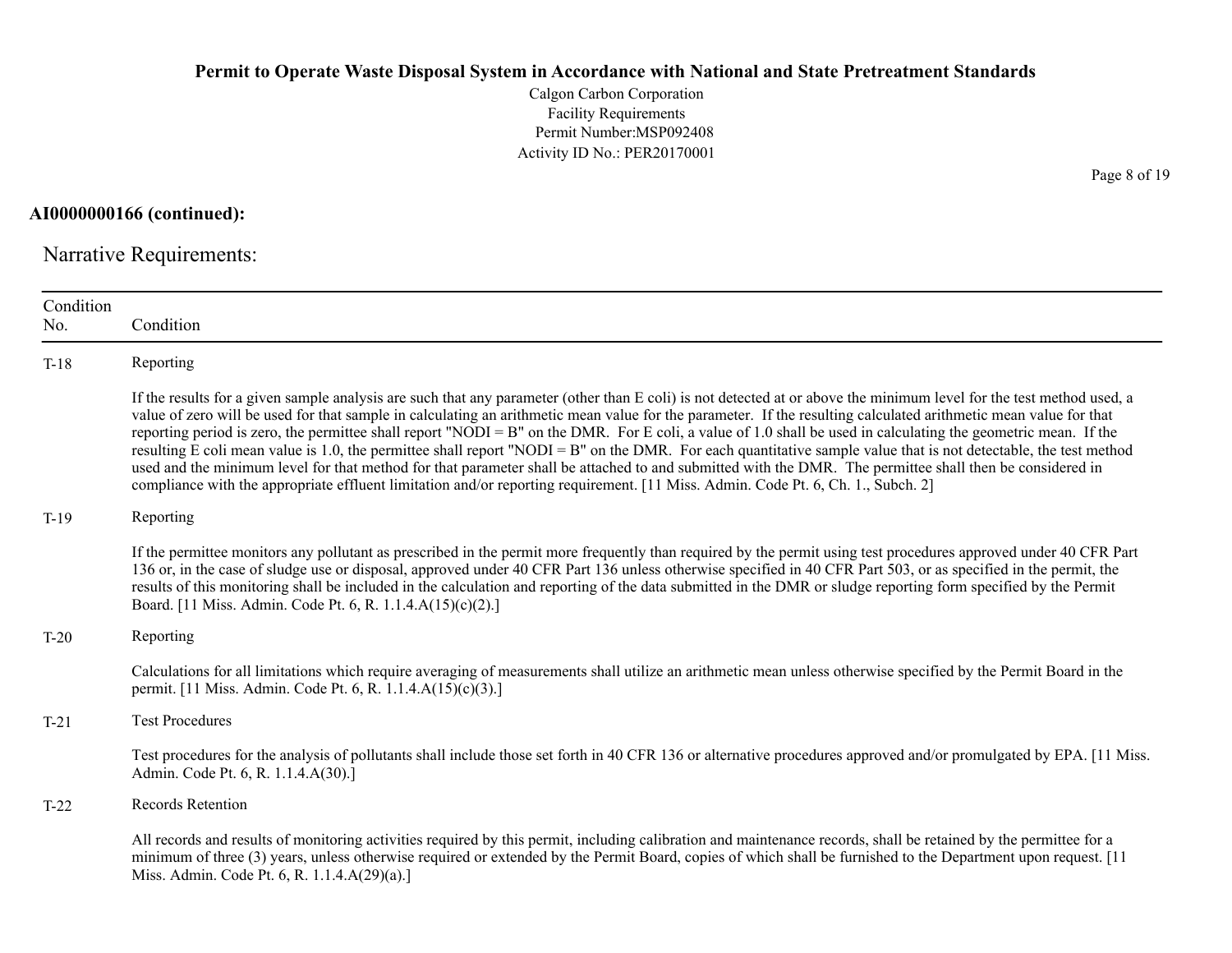**AI0000000166 (continued):**

## Narrative Requirements:

| Condition No. | Condition |
|---|---|
| T-18 | Reporting<br><br>If the results for a given sample analysis are such that any parameter (other than E coli) is not detected at or above the minimum level for the test method used, a value of zero will be used for that sample in calculating an arithmetic mean value for the parameter. If the resulting calculated arithmetic mean value for that reporting period is zero, the permittee shall report "NODI = B" on the DMR. For E coli, a value of 1.0 shall be used in calculating the geometric mean. If the resulting E coli mean value is 1.0, the permittee shall report "NODI = B" on the DMR. For each quantitative sample value that is not detectable, the test method used and the minimum level for that method for that parameter shall be attached to and submitted with the DMR. The permittee shall then be considered in compliance with the appropriate effluent limitation and/or reporting requirement. [11 Miss. Admin. Code Pt. 6, Ch. 1., Subch. 2] |
| T-19 | Reporting<br><br>If the permittee monitors any pollutant as prescribed in the permit more frequently than required by the permit using test procedures approved under 40 CFR Part 136 or, in the case of sludge use or disposal, approved under 40 CFR Part 136 unless otherwise specified in 40 CFR Part 503, or as specified in the permit, the results of this monitoring shall be included in the calculation and reporting of the data submitted in the DMR or sludge reporting form specified by the Permit Board. [11 Miss. Admin. Code Pt. 6, R. 1.1.4.A(15)(c)(2).] |
| T-20 | Reporting<br><br>Calculations for all limitations which require averaging of measurements shall utilize an arithmetic mean unless otherwise specified by the Permit Board in the permit. [11 Miss. Admin. Code Pt. 6, R. 1.1.4.A(15)(c)(3).] |
| T-21 | Test Procedures<br><br>Test procedures for the analysis of pollutants shall include those set forth in 40 CFR 136 or alternative procedures approved and/or promulgated by EPA. [11 Miss. Admin. Code Pt. 6, R. 1.1.4.A(30).] |
| T-22 | Records Retention<br><br>All records and results of monitoring activities required by this permit, including calibration and maintenance records, shall be retained by the permittee for a minimum of three (3) years, unless otherwise required or extended by the Permit Board, copies of which shall be furnished to the Department upon request. [11 Miss. Admin. Code Pt. 6, R. 1.1.4.A(29)(a).] |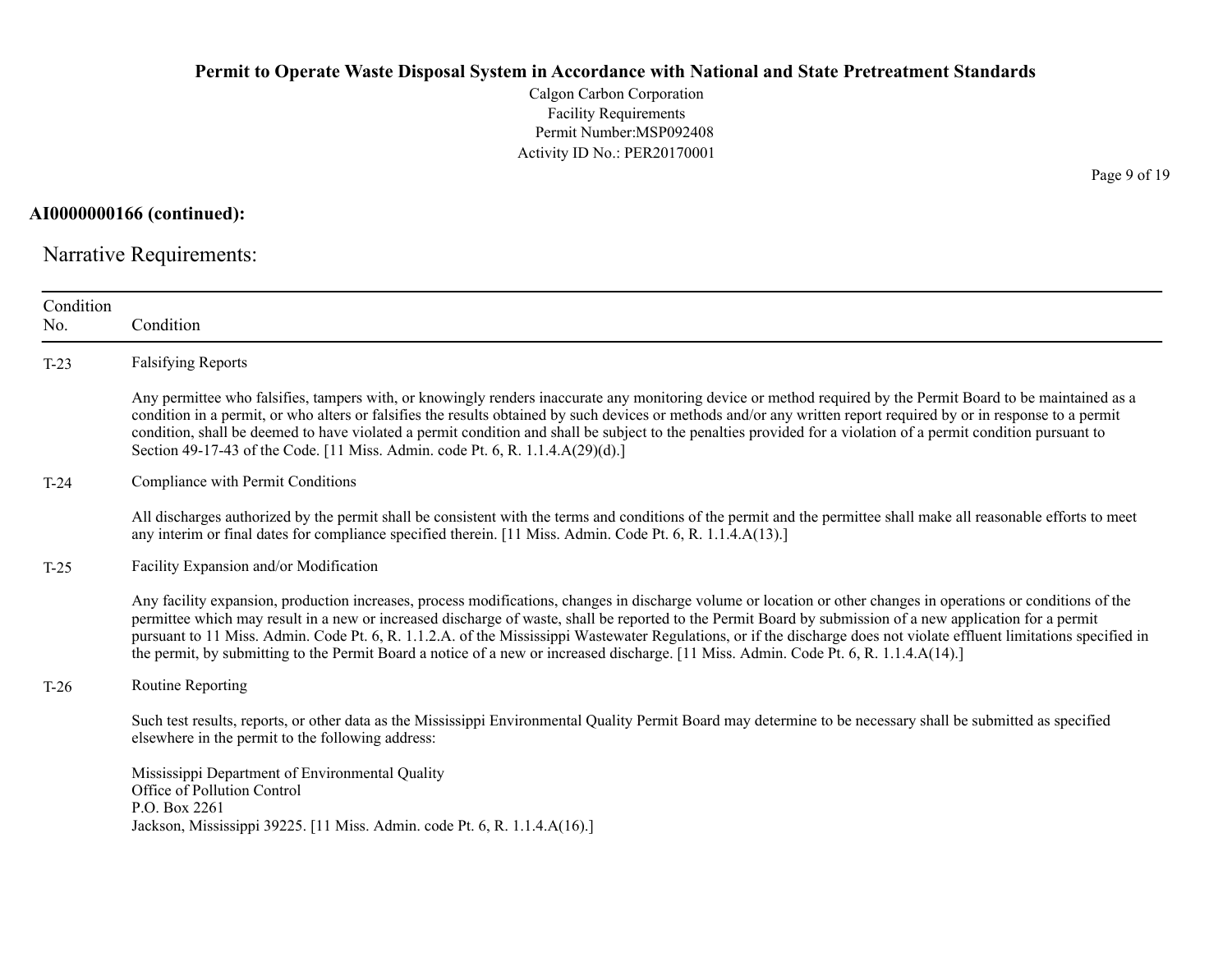**AI0000000166 (continued):**

## Narrative Requirements:

| Condition No. | Condition |
|---|---|
| T-23 | Falsifying Reports<br><br>Any permittee who falsifies, tampers with, or knowingly renders inaccurate any monitoring device or method required by the Permit Board to be maintained as a condition in a permit, or who alters or falsifies the results obtained by such devices or methods and/or any written report required by or in response to a permit condition, shall be deemed to have violated a permit condition and shall be subject to the penalties provided for a violation of a permit condition pursuant to Section 49-17-43 of the Code. [11 Miss. Admin. code Pt. 6, R. 1.1.4.A(29)(d).] |
| T-24 | Compliance with Permit Conditions<br><br>All discharges authorized by the permit shall be consistent with the terms and conditions of the permit and the permittee shall make all reasonable efforts to meet any interim or final dates for compliance specified therein. [11 Miss. Admin. Code Pt. 6, R. 1.1.4.A(13).] |
| T-25 | Facility Expansion and/or Modification<br><br>Any facility expansion, production increases, process modifications, changes in discharge volume or location or other changes in operations or conditions of the permittee which may result in a new or increased discharge of waste, shall be reported to the Permit Board by submission of a new application for a permit pursuant to 11 Miss. Admin. Code Pt. 6, R. 1.1.2.A. of the Mississippi Wastewater Regulations, or if the discharge does not violate effluent limitations specified in the permit, by submitting to the Permit Board a notice of a new or increased discharge. [11 Miss. Admin. Code Pt. 6, R. 1.1.4.A(14).] |
| T-26 | Routine Reporting<br><br>Such test results, reports, or other data as the Mississippi Environmental Quality Permit Board may determine to be necessary shall be submitted as specified elsewhere in the permit to the following address:<br><br>Mississippi Department of Environmental Quality<br>Office of Pollution Control<br>P.O. Box 2261<br>Jackson, Mississippi 39225. [11 Miss. Admin. code Pt. 6, R. 1.1.4.A(16).] |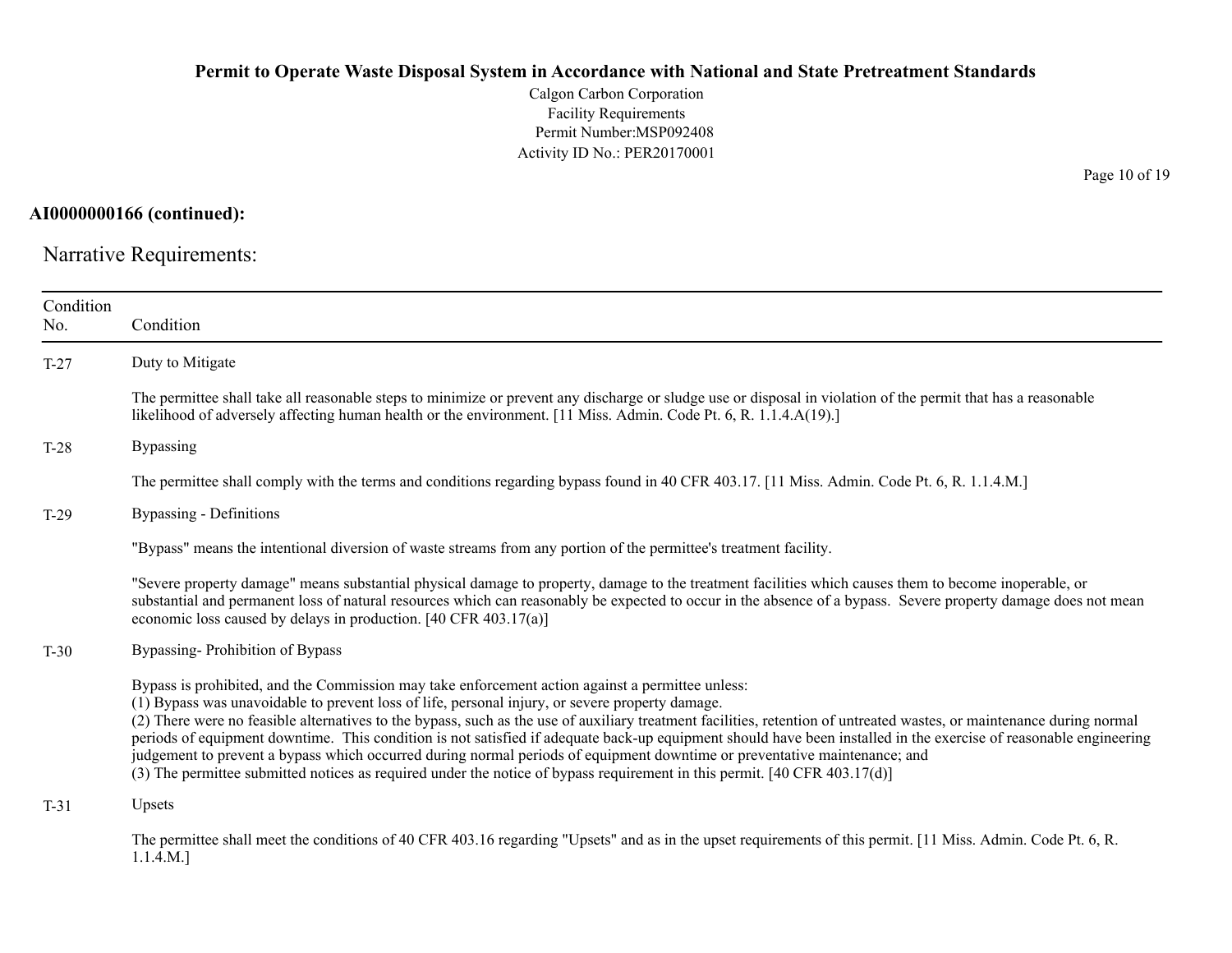**AI0000000166 (continued):**

Narrative Requirements:

| Condition No. | Condition |
|---|---|
| T-27 | Duty to Mitigate<br><br>The permittee shall take all reasonable steps to minimize or prevent any discharge or sludge use or disposal in violation of the permit that has a reasonable likelihood of adversely affecting human health or the environment. [11 Miss. Admin. Code Pt. 6, R. 1.1.4.A(19).] |
| T-28 | Bypassing<br><br>The permittee shall comply with the terms and conditions regarding bypass found in 40 CFR 403.17. [11 Miss. Admin. Code Pt. 6, R. 1.1.4.M.] |
| T-29 | Bypassing - Definitions<br><br>"Bypass" means the intentional diversion of waste streams from any portion of the permittee's treatment facility.<br><br>"Severe property damage" means substantial physical damage to property, damage to the treatment facilities which causes them to become inoperable, or substantial and permanent loss of natural resources which can reasonably be expected to occur in the absence of a bypass. Severe property damage does not mean economic loss caused by delays in production. [40 CFR 403.17(a)] |
| T-30 | Bypassing- Prohibition of Bypass<br><br>Bypass is prohibited, and the Commission may take enforcement action against a permittee unless:<br>(1) Bypass was unavoidable to prevent loss of life, personal injury, or severe property damage.<br>(2) There were no feasible alternatives to the bypass, such as the use of auxiliary treatment facilities, retention of untreated wastes, or maintenance during normal periods of equipment downtime. This condition is not satisfied if adequate back-up equipment should have been installed in the exercise of reasonable engineering judgement to prevent a bypass which occurred during normal periods of equipment downtime or preventative maintenance; and<br>(3) The permittee submitted notices as required under the notice of bypass requirement in this permit. [40 CFR 403.17(d)] |
| T-31 | Upsets<br><br>The permittee shall meet the conditions of 40 CFR 403.16 regarding "Upsets" and as in the upset requirements of this permit. [11 Miss. Admin. Code Pt. 6, R. 1.1.4.M.] |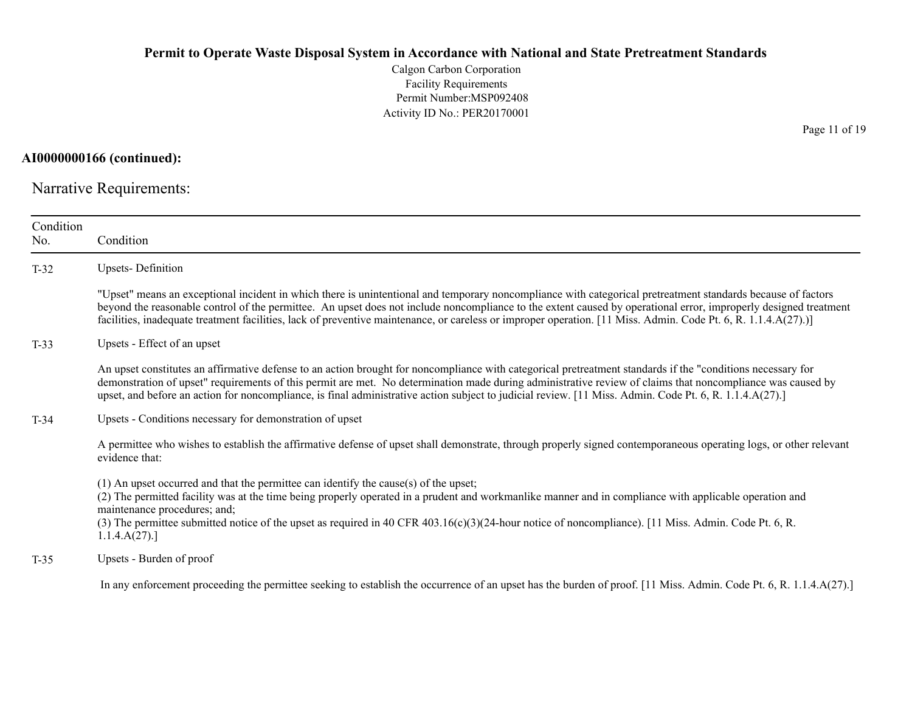**AI0000000166 (continued):**

Narrative Requirements:

| Condition No. | Condition |
|---|---|
| T-32 | Upsets- Definition<br><br>"Upset" means an exceptional incident in which there is unintentional and temporary noncompliance with categorical pretreatment standards because of factors beyond the reasonable control of the permittee. An upset does not include noncompliance to the extent caused by operational error, improperly designed treatment facilities, inadequate treatment facilities, lack of preventive maintenance, or careless or improper operation. [11 Miss. Admin. Code Pt. 6, R. 1.1.4.A(27).)] |
| T-33 | Upsets - Effect of an upset<br><br>An upset constitutes an affirmative defense to an action brought for noncompliance with categorical pretreatment standards if the "conditions necessary for demonstration of upset" requirements of this permit are met. No determination made during administrative review of claims that noncompliance was caused by upset, and before an action for noncompliance, is final administrative action subject to judicial review. [11 Miss. Admin. Code Pt. 6, R. 1.1.4.A(27).] |
| T-34 | Upsets - Conditions necessary for demonstration of upset<br><br>A permittee who wishes to establish the affirmative defense of upset shall demonstrate, through properly signed contemporaneous operating logs, or other relevant evidence that:<br><br>(1) An upset occurred and that the permittee can identify the cause(s) of the upset;<br>(2) The permitted facility was at the time being properly operated in a prudent and workmanlike manner and in compliance with applicable operation and maintenance procedures; and;<br>(3) The permittee submitted notice of the upset as required in 40 CFR 403.16(c)(3)(24-hour notice of noncompliance). [11 Miss. Admin. Code Pt. 6, R. 1.1.4.A(27).] |
| T-35 | Upsets - Burden of proof<br><br>In any enforcement proceeding the permittee seeking to establish the occurrence of an upset has the burden of proof. [11 Miss. Admin. Code Pt. 6, R. 1.1.4.A(27).] |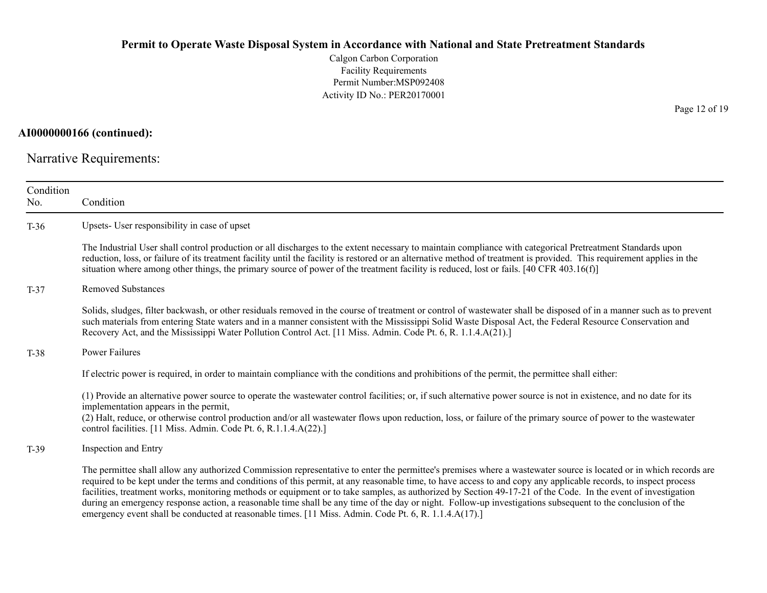**AI0000000166 (continued):**

## Narrative Requirements:

| Condition No. | Condition |
|---|---|
| T-36 | Upsets- User responsibility in case of upset<br><br>The Industrial User shall control production or all discharges to the extent necessary to maintain compliance with categorical Pretreatment Standards upon reduction, loss, or failure of its treatment facility until the facility is restored or an alternative method of treatment is provided. This requirement applies in the situation where among other things, the primary source of power of the treatment facility is reduced, lost or fails. [40 CFR 403.16(f)] |
| T-37 | Removed Substances<br><br>Solids, sludges, filter backwash, or other residuals removed in the course of treatment or control of wastewater shall be disposed of in a manner such as to prevent such materials from entering State waters and in a manner consistent with the Mississippi Solid Waste Disposal Act, the Federal Resource Conservation and Recovery Act, and the Mississippi Water Pollution Control Act. [11 Miss. Admin. Code Pt. 6, R. 1.1.4.A(21).] |
| T-38 | Power Failures<br><br>If electric power is required, in order to maintain compliance with the conditions and prohibitions of the permit, the permittee shall either:<br><br>(1) Provide an alternative power source to operate the wastewater control facilities; or, if such alternative power source is not in existence, and no date for its implementation appears in the permit,<br>(2) Halt, reduce, or otherwise control production and/or all wastewater flows upon reduction, loss, or failure of the primary source of power to the wastewater control facilities. [11 Miss. Admin. Code Pt. 6, R.1.1.4.A(22).] |
| T-39 | Inspection and Entry<br><br>The permittee shall allow any authorized Commission representative to enter the permittee's premises where a wastewater source is located or in which records are required to be kept under the terms and conditions of this permit, at any reasonable time, to have access to and copy any applicable records, to inspect process facilities, treatment works, monitoring methods or equipment or to take samples, as authorized by Section 49-17-21 of the Code. In the event of investigation during an emergency response action, a reasonable time shall be any time of the day or night. Follow-up investigations subsequent to the conclusion of the emergency event shall be conducted at reasonable times. [11 Miss. Admin. Code Pt. 6, R. 1.1.4.A(17).] |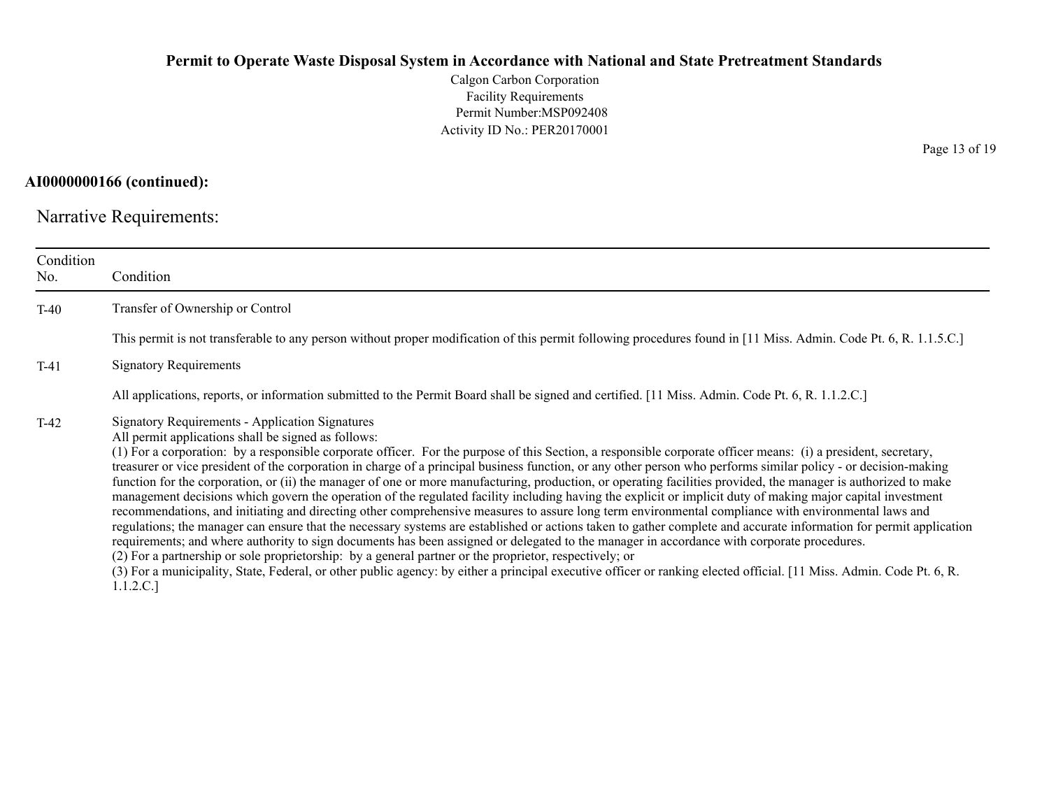**AI0000000166 (continued):**

Narrative Requirements:

| Condition No. | Condition |
| --- | --- |
| T-40 | Transfer of Ownership or Control<br><br>This permit is not transferable to any person without proper modification of this permit following procedures found in [11 Miss. Admin. Code Pt. 6, R. 1.1.5.C.] |
| T-41 | Signatory Requirements<br><br>All applications, reports, or information submitted to the Permit Board shall be signed and certified. [11 Miss. Admin. Code Pt. 6, R. 1.1.2.C.] |
| T-42 | Signatory Requirements - Application Signatures<br>All permit applications shall be signed as follows:<br>(1) For a corporation: by a responsible corporate officer. For the purpose of this Section, a responsible corporate officer means: (i) a president, secretary, treasurer or vice president of the corporation in charge of a principal business function, or any other person who performs similar policy - or decision-making function for the corporation, or (ii) the manager of one or more manufacturing, production, or operating facilities provided, the manager is authorized to make management decisions which govern the operation of the regulated facility including having the explicit or implicit duty of making major capital investment recommendations, and initiating and directing other comprehensive measures to assure long term environmental compliance with environmental laws and regulations; the manager can ensure that the necessary systems are established or actions taken to gather complete and accurate information for permit application requirements; and where authority to sign documents has been assigned or delegated to the manager in accordance with corporate procedures.<br>(2) For a partnership or sole proprietorship: by a general partner or the proprietor, respectively; or<br>(3) For a municipality, State, Federal, or other public agency: by either a principal executive officer or ranking elected official. [11 Miss. Admin. Code Pt. 6, R. 1.1.2.C.] |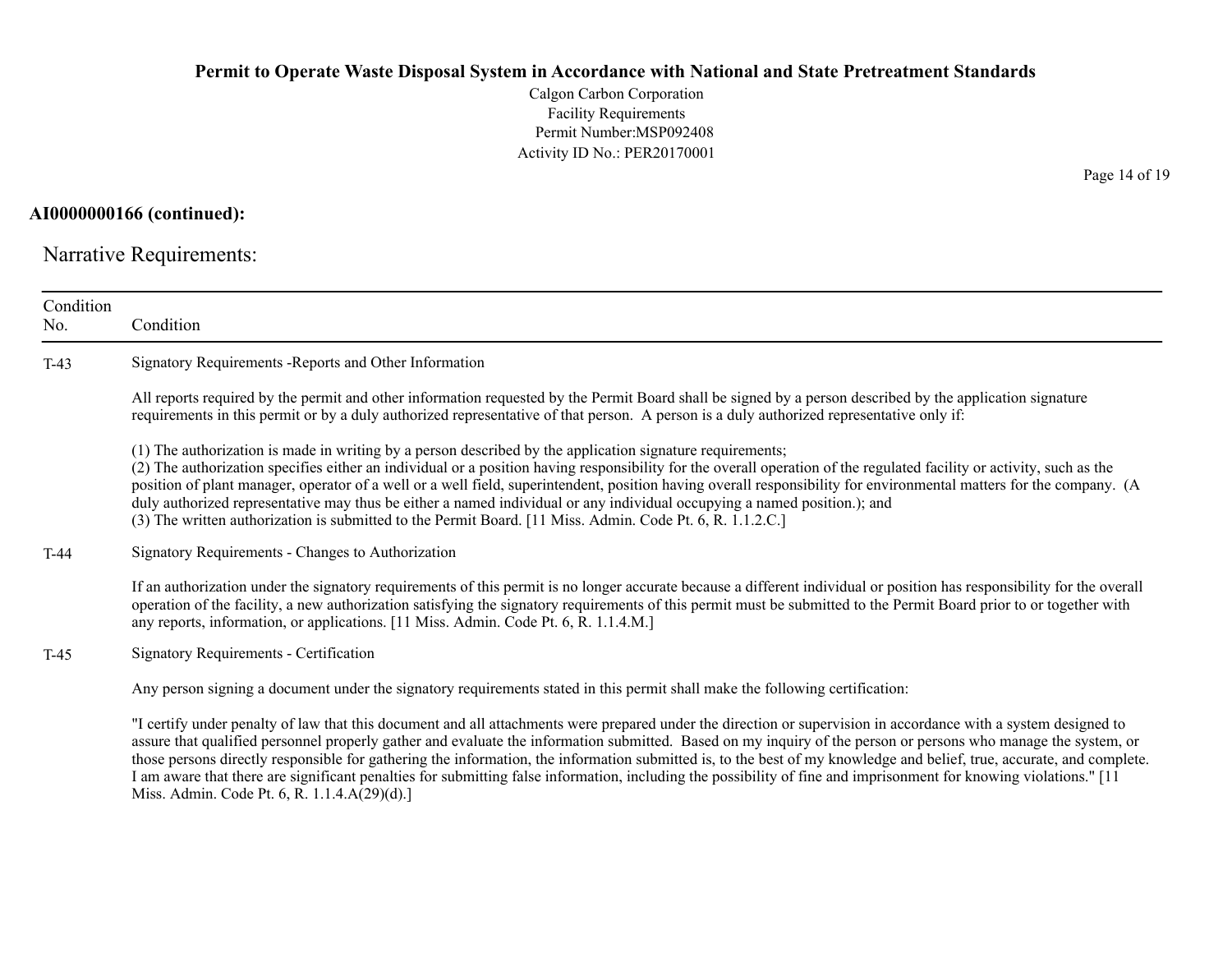**AI0000000166 (continued):**

## Narrative Requirements:

| Condition No. | Condition |
|---|---|
| T-43 | Signatory Requirements -Reports and Other Information<br><br>All reports required by the permit and other information requested by the Permit Board shall be signed by a person described by the application signature requirements in this permit or by a duly authorized representative of that person. A person is a duly authorized representative only if:<br><br>(1) The authorization is made in writing by a person described by the application signature requirements;<br>(2) The authorization specifies either an individual or a position having responsibility for the overall operation of the regulated facility or activity, such as the position of plant manager, operator of a well or a well field, superintendent, position having overall responsibility for environmental matters for the company. (A duly authorized representative may thus be either a named individual or any individual occupying a named position.); and<br>(3) The written authorization is submitted to the Permit Board. [11 Miss. Admin. Code Pt. 6, R. 1.1.2.C.] |
| T-44 | Signatory Requirements - Changes to Authorization<br><br>If an authorization under the signatory requirements of this permit is no longer accurate because a different individual or position has responsibility for the overall operation of the facility, a new authorization satisfying the signatory requirements of this permit must be submitted to the Permit Board prior to or together with any reports, information, or applications. [11 Miss. Admin. Code Pt. 6, R. 1.1.4.M.] |
| T-45 | Signatory Requirements - Certification<br><br>Any person signing a document under the signatory requirements stated in this permit shall make the following certification:<br><br>"I certify under penalty of law that this document and all attachments were prepared under the direction or supervision in accordance with a system designed to assure that qualified personnel properly gather and evaluate the information submitted. Based on my inquiry of the person or persons who manage the system, or those persons directly responsible for gathering the information, the information submitted is, to the best of my knowledge and belief, true, accurate, and complete. I am aware that there are significant penalties for submitting false information, including the possibility of fine and imprisonment for knowing violations." [11 Miss. Admin. Code Pt. 6, R. 1.1.4.A(29)(d).] |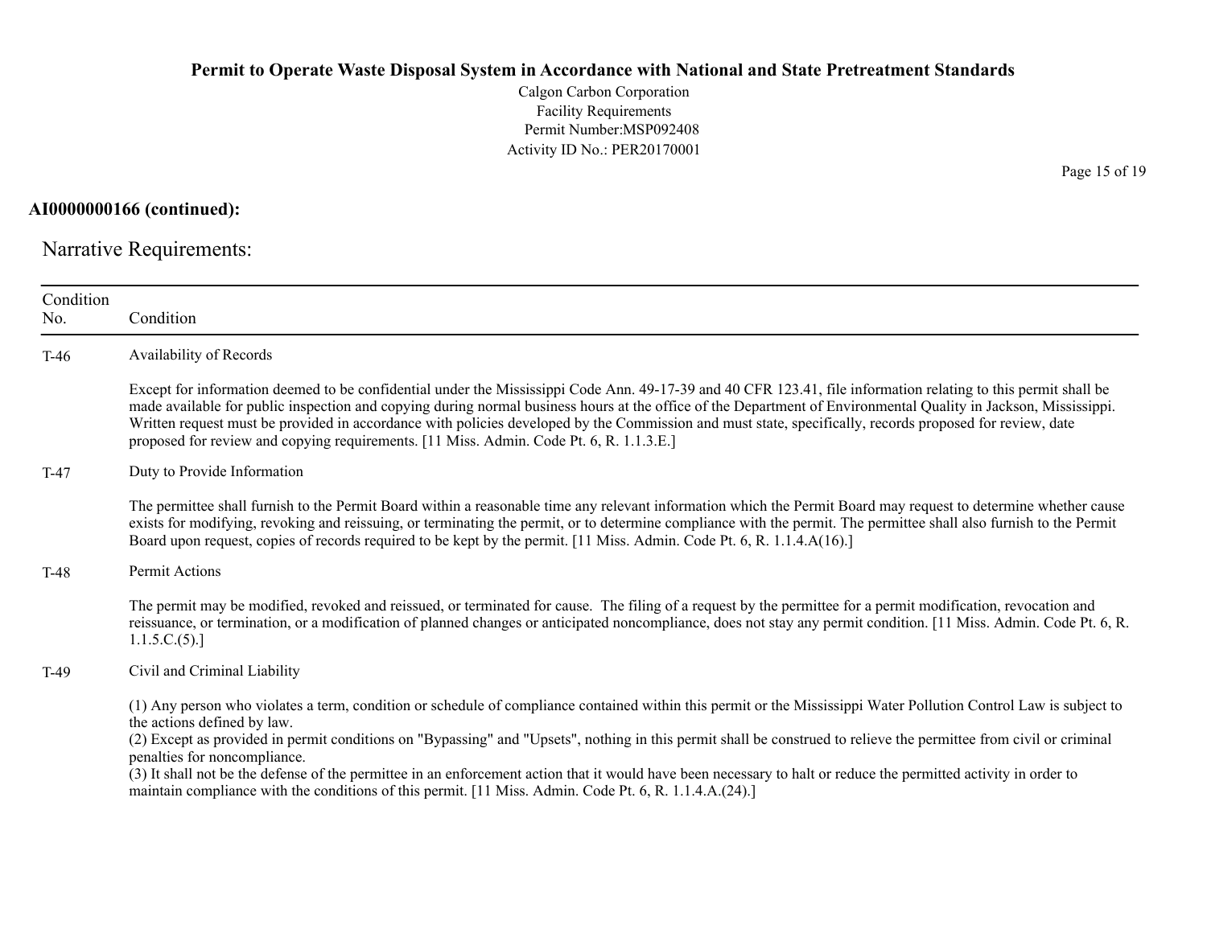**AI0000000166 (continued):**

## Narrative Requirements:

| Condition No. | Condition |
|---|---|
| T-46 | Availability of Records<br><br>Except for information deemed to be confidential under the Mississippi Code Ann. 49-17-39 and 40 CFR 123.41, file information relating to this permit shall be made available for public inspection and copying during normal business hours at the office of the Department of Environmental Quality in Jackson, Mississippi. Written request must be provided in accordance with policies developed by the Commission and must state, specifically, records proposed for review, date proposed for review and copying requirements. [11 Miss. Admin. Code Pt. 6, R. 1.1.3.E.] |
| T-47 | Duty to Provide Information<br><br>The permittee shall furnish to the Permit Board within a reasonable time any relevant information which the Permit Board may request to determine whether cause exists for modifying, revoking and reissuing, or terminating the permit, or to determine compliance with the permit. The permittee shall also furnish to the Permit Board upon request, copies of records required to be kept by the permit. [11 Miss. Admin. Code Pt. 6, R. 1.1.4.A(16).] |
| T-48 | Permit Actions<br><br>The permit may be modified, revoked and reissued, or terminated for cause. The filing of a request by the permittee for a permit modification, revocation and reissuance, or termination, or a modification of planned changes or anticipated noncompliance, does not stay any permit condition. [11 Miss. Admin. Code Pt. 6, R. 1.1.5.C.(5).] |
| T-49 | Civil and Criminal Liability<br><br>(1) Any person who violates a term, condition or schedule of compliance contained within this permit or the Mississippi Water Pollution Control Law is subject to the actions defined by law.<br>(2) Except as provided in permit conditions on "Bypassing" and "Upsets", nothing in this permit shall be construed to relieve the permittee from civil or criminal penalties for noncompliance.<br>(3) It shall not be the defense of the permittee in an enforcement action that it would have been necessary to halt or reduce the permitted activity in order to maintain compliance with the conditions of this permit. [11 Miss. Admin. Code Pt. 6, R. 1.1.4.A.(24).] |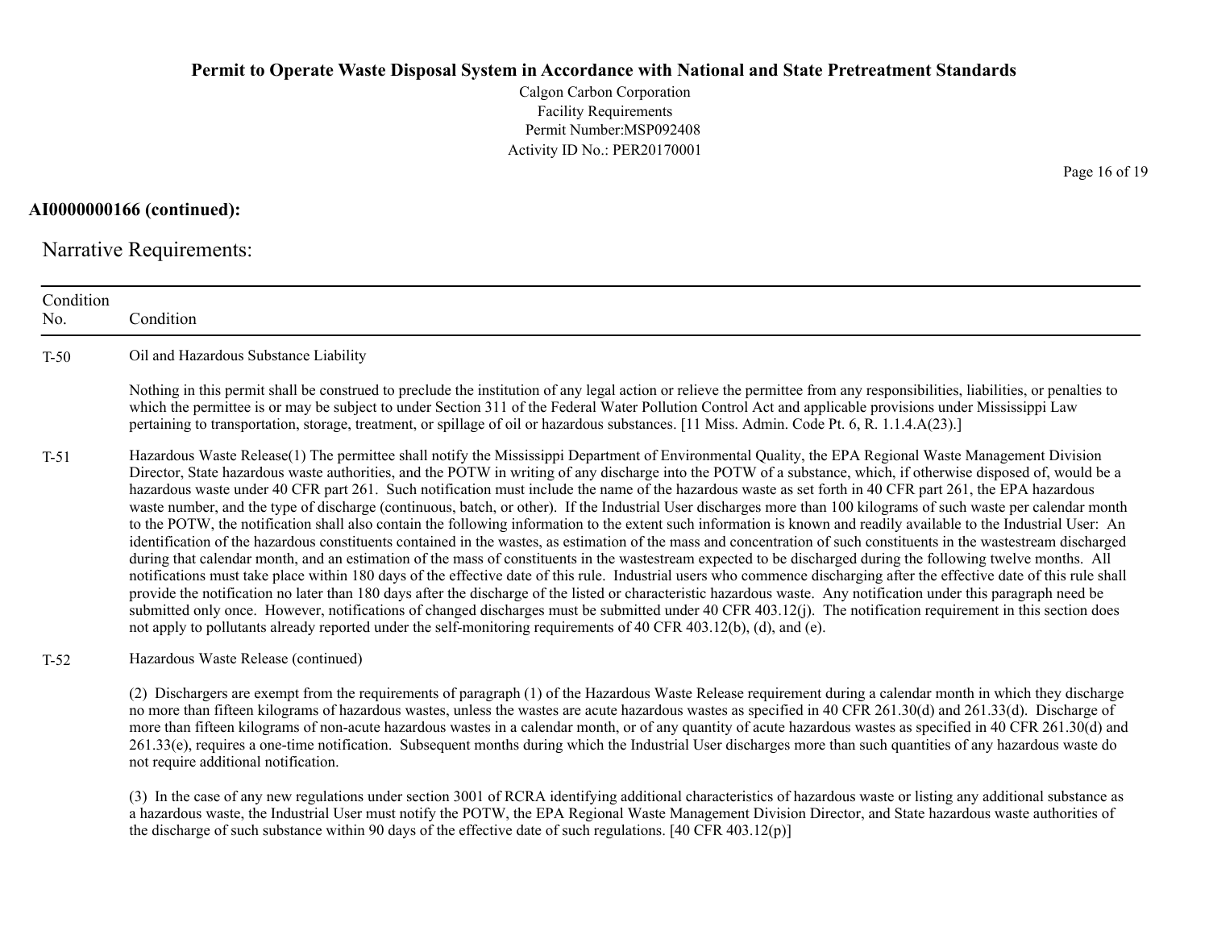**AI0000000166 (continued):**

Narrative Requirements:

| Condition No. | Condition |
|---|---|
| T-50 | Oil and Hazardous Substance Liability<br><br>Nothing in this permit shall be construed to preclude the institution of any legal action or relieve the permittee from any responsibilities, liabilities, or penalties to which the permittee is or may be subject to under Section 311 of the Federal Water Pollution Control Act and applicable provisions under Mississippi Law pertaining to transportation, storage, treatment, or spillage of oil or hazardous substances. [11 Miss. Admin. Code Pt. 6, R. 1.1.4.A(23).] |
| T-51 | Hazardous Waste Release(1) The permittee shall notify the Mississippi Department of Environmental Quality, the EPA Regional Waste Management Division Director, State hazardous waste authorities, and the POTW in writing of any discharge into the POTW of a substance, which, if otherwise disposed of, would be a hazardous waste under 40 CFR part 261. Such notification must include the name of the hazardous waste as set forth in 40 CFR part 261, the EPA hazardous waste number, and the type of discharge (continuous, batch, or other). If the Industrial User discharges more than 100 kilograms of such waste per calendar month to the POTW, the notification shall also contain the following information to the extent such information is known and readily available to the Industrial User: An identification of the hazardous constituents contained in the wastes, as estimation of the mass and concentration of such constituents in the wastestream discharged during that calendar month, and an estimation of the mass of constituents in the wastestream expected to be discharged during the following twelve months. All notifications must take place within 180 days of the effective date of this rule. Industrial users who commence discharging after the effective date of this rule shall provide the notification no later than 180 days after the discharge of the listed or characteristic hazardous waste. Any notification under this paragraph need be submitted only once. However, notifications of changed discharges must be submitted under 40 CFR 403.12(j). The notification requirement in this section does not apply to pollutants already reported under the self-monitoring requirements of 40 CFR 403.12(b), (d), and (e). |
| T-52 | Hazardous Waste Release (continued)<br><br>(2) Dischargers are exempt from the requirements of paragraph (1) of the Hazardous Waste Release requirement during a calendar month in which they discharge no more than fifteen kilograms of hazardous wastes, unless the wastes are acute hazardous wastes as specified in 40 CFR 261.30(d) and 261.33(d). Discharge of more than fifteen kilograms of non-acute hazardous wastes in a calendar month, or of any quantity of acute hazardous wastes as specified in 40 CFR 261.30(d) and 261.33(e), requires a one-time notification. Subsequent months during which the Industrial User discharges more than such quantities of any hazardous waste do not require additional notification.<br><br>(3) In the case of any new regulations under section 3001 of RCRA identifying additional characteristics of hazardous waste or listing any additional substance as a hazardous waste, the Industrial User must notify the POTW, the EPA Regional Waste Management Division Director, and State hazardous waste authorities of the discharge of such substance within 90 days of the effective date of such regulations. [40 CFR 403.12(p)] |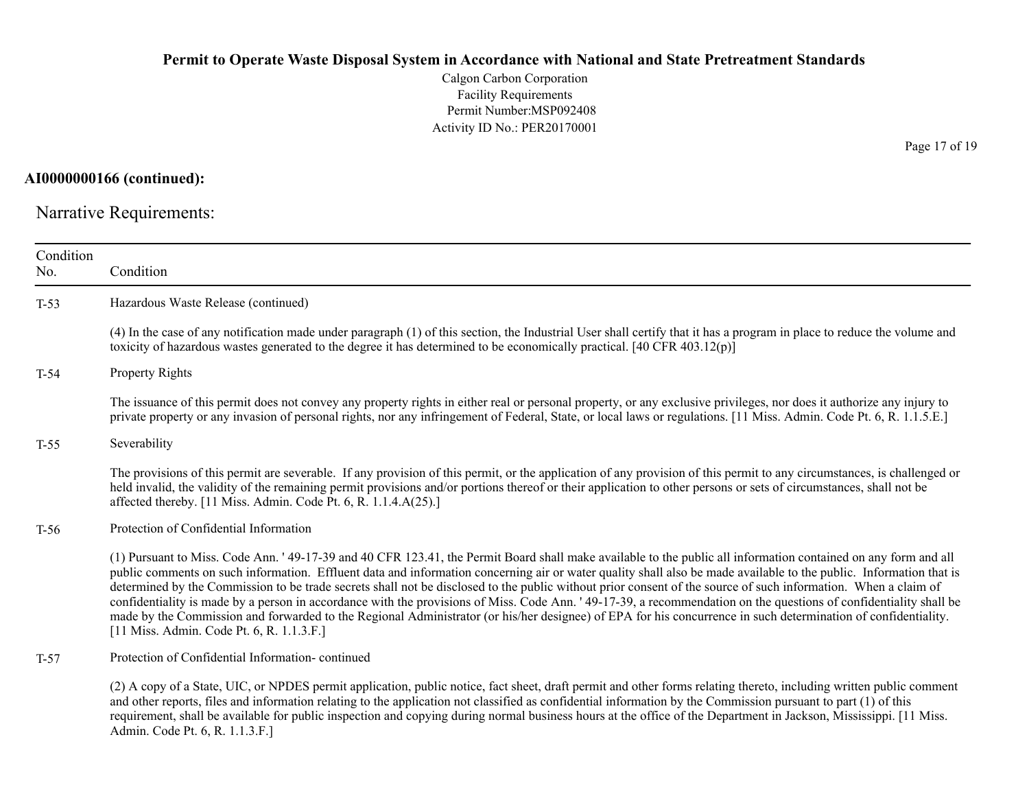**AI0000000166 (continued):**

Narrative Requirements:

| Condition No. | Condition |
|---|---|
| T-53 | Hazardous Waste Release (continued)<br><br>(4) In the case of any notification made under paragraph (1) of this section, the Industrial User shall certify that it has a program in place to reduce the volume and toxicity of hazardous wastes generated to the degree it has determined to be economically practical. [40 CFR 403.12(p)] |
| T-54 | Property Rights<br><br>The issuance of this permit does not convey any property rights in either real or personal property, or any exclusive privileges, nor does it authorize any injury to private property or any invasion of personal rights, nor any infringement of Federal, State, or local laws or regulations. [11 Miss. Admin. Code Pt. 6, R. 1.1.5.E.] |
| T-55 | Severability<br><br>The provisions of this permit are severable. If any provision of this permit, or the application of any provision of this permit to any circumstances, is challenged or held invalid, the validity of the remaining permit provisions and/or portions thereof or their application to other persons or sets of circumstances, shall not be affected thereby. [11 Miss. Admin. Code Pt. 6, R. 1.1.4.A(25).] |
| T-56 | Protection of Confidential Information<br><br>(1) Pursuant to Miss. Code Ann. ' 49-17-39 and 40 CFR 123.41, the Permit Board shall make available to the public all information contained on any form and all public comments on such information. Effluent data and information concerning air or water quality shall also be made available to the public. Information that is determined by the Commission to be trade secrets shall not be disclosed to the public without prior consent of the source of such information. When a claim of confidentiality is made by a person in accordance with the provisions of Miss. Code Ann. ' 49-17-39, a recommendation on the questions of confidentiality shall be made by the Commission and forwarded to the Regional Administrator (or his/her designee) of EPA for his concurrence in such determination of confidentiality. [11 Miss. Admin. Code Pt. 6, R. 1.1.3.F.] |
| T-57 | Protection of Confidential Information- continued<br><br>(2) A copy of a State, UIC, or NPDES permit application, public notice, fact sheet, draft permit and other forms relating thereto, including written public comment and other reports, files and information relating to the application not classified as confidential information by the Commission pursuant to part (1) of this requirement, shall be available for public inspection and copying during normal business hours at the office of the Department in Jackson, Mississippi. [11 Miss. Admin. Code Pt. 6, R. 1.1.3.F.] |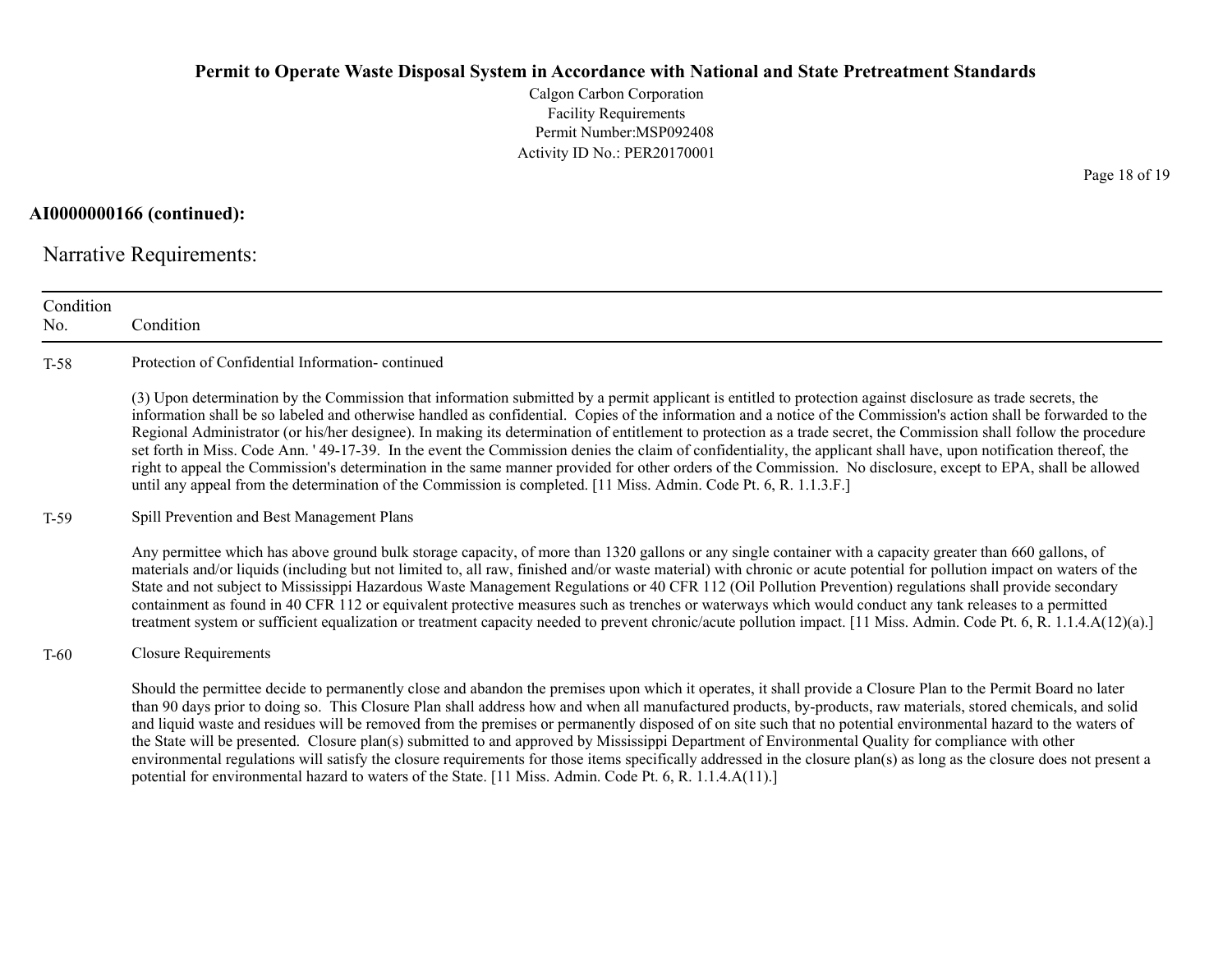**AI0000000166 (continued):**

## Narrative Requirements:

| Condition No. | Condition |
|---|---|
| T-58 | Protection of Confidential Information- continued<br><br>(3) Upon determination by the Commission that information submitted by a permit applicant is entitled to protection against disclosure as trade secrets, the information shall be so labeled and otherwise handled as confidential. Copies of the information and a notice of the Commission's action shall be forwarded to the Regional Administrator (or his/her designee). In making its determination of entitlement to protection as a trade secret, the Commission shall follow the procedure set forth in Miss. Code Ann. ' 49-17-39. In the event the Commission denies the claim of confidentiality, the applicant shall have, upon notification thereof, the right to appeal the Commission's determination in the same manner provided for other orders of the Commission. No disclosure, except to EPA, shall be allowed until any appeal from the determination of the Commission is completed. [11 Miss. Admin. Code Pt. 6, R. 1.1.3.F.] |
| T-59 | Spill Prevention and Best Management Plans<br><br>Any permittee which has above ground bulk storage capacity, of more than 1320 gallons or any single container with a capacity greater than 660 gallons, of materials and/or liquids (including but not limited to, all raw, finished and/or waste material) with chronic or acute potential for pollution impact on waters of the State and not subject to Mississippi Hazardous Waste Management Regulations or 40 CFR 112 (Oil Pollution Prevention) regulations shall provide secondary containment as found in 40 CFR 112 or equivalent protective measures such as trenches or waterways which would conduct any tank releases to a permitted treatment system or sufficient equalization or treatment capacity needed to prevent chronic/acute pollution impact. [11 Miss. Admin. Code Pt. 6, R. 1.1.4.A(12)(a).] |
| T-60 | Closure Requirements<br><br>Should the permittee decide to permanently close and abandon the premises upon which it operates, it shall provide a Closure Plan to the Permit Board no later than 90 days prior to doing so. This Closure Plan shall address how and when all manufactured products, by-products, raw materials, stored chemicals, and solid and liquid waste and residues will be removed from the premises or permanently disposed of on site such that no potential environmental hazard to the waters of the State will be presented. Closure plan(s) submitted to and approved by Mississippi Department of Environmental Quality for compliance with other environmental regulations will satisfy the closure requirements for those items specifically addressed in the closure plan(s) as long as the closure does not present a potential for environmental hazard to waters of the State. [11 Miss. Admin. Code Pt. 6, R. 1.1.4.A(11).] |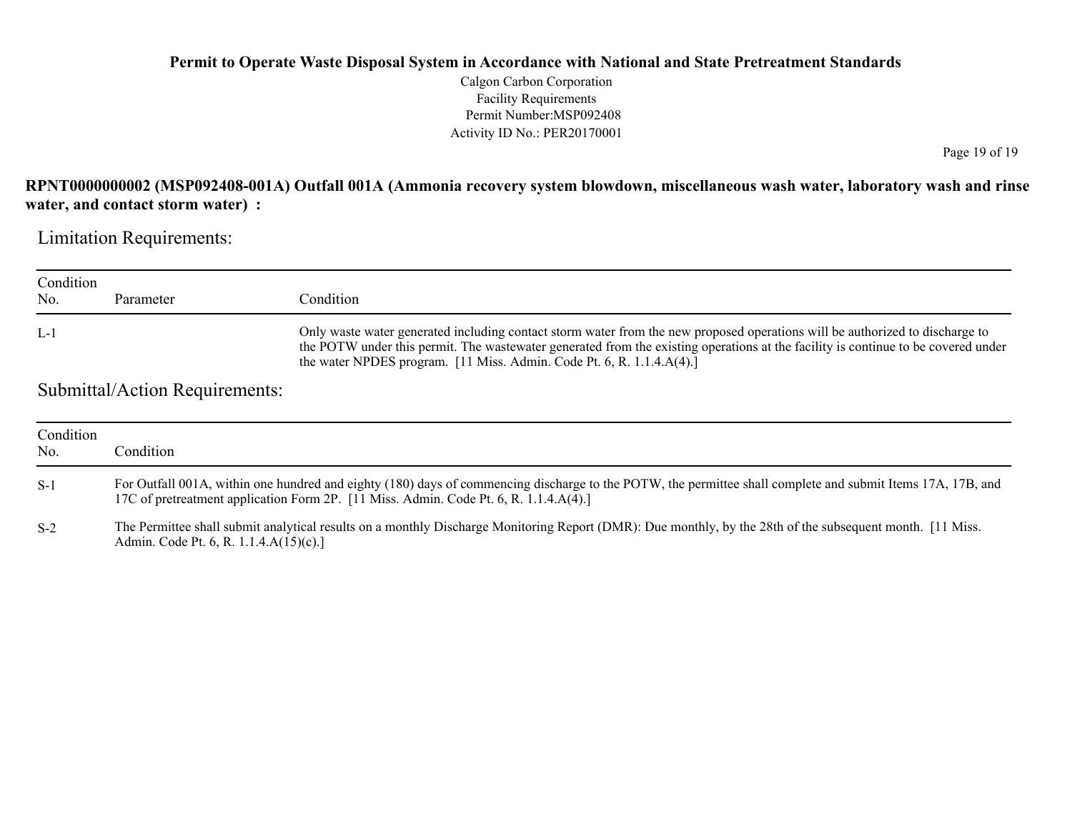**RPNT0000000002 (MSP092408-001A) Outfall 001A (Ammonia recovery system blowdown, miscellaneous wash water, laboratory wash and rinse water, and contact storm water) :**

## Limitation Requirements:

| Condition No. | Parameter | Condition |
|---|---|---|
| L-1 | | Only waste water generated including contact storm water from the new proposed operations will be authorized to discharge to the POTW under this permit. The wastewater generated from the existing operations at the facility is continue to be covered under the water NPDES program. [11 Miss. Admin. Code Pt. 6, R. 1.1.4.A(4).] |

## Submittal/Action Requirements:

| Condition No. | Condition |
|---|---|
| S-1 | For Outfall 001A, within one hundred and eighty (180) days of commencing discharge to the POTW, the permittee shall complete and submit Items 17A, 17B, and 17C of pretreatment application Form 2P. [11 Miss. Admin. Code Pt. 6, R. 1.1.4.A(4).] |
| S-2 | The Permittee shall submit analytical results on a monthly Discharge Monitoring Report (DMR): Due monthly, by the 28th of the subsequent month. [11 Miss. Admin. Code Pt. 6, R. 1.1.4.A(15)(c).] |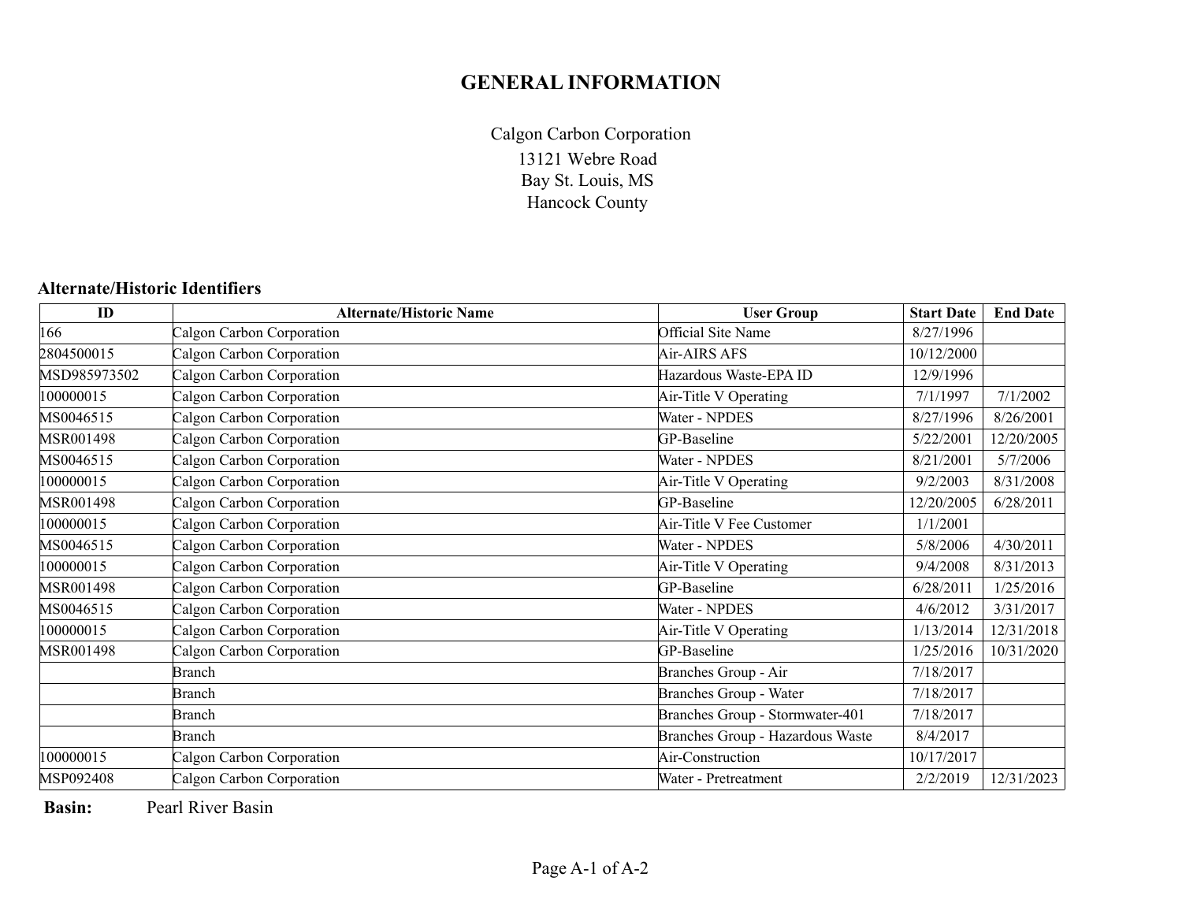# GENERAL INFORMATION

Calgon Carbon Corporation
13121 Webre Road
Bay St. Louis, MS
Hancock County

### Alternate/Historic Identifiers

| ID | Alternate/Historic Name | User Group | Start Date | End Date |
|---|---|---|---|---|
| 166 | Calgon Carbon Corporation | Official Site Name | 8/27/1996 | |
| 2804500015 | Calgon Carbon Corporation | Air-AIRS AFS | 10/12/2000 | |
| MSD985973502 | Calgon Carbon Corporation | Hazardous Waste-EPA ID | 12/9/1996 | |
| 100000015 | Calgon Carbon Corporation | Air-Title V Operating | 7/1/1997 | 7/1/2002 |
| MS0046515 | Calgon Carbon Corporation | Water - NPDES | 8/27/1996 | 8/26/2001 |
| MSR001498 | Calgon Carbon Corporation | GP-Baseline | 5/22/2001 | 12/20/2005 |
| MS0046515 | Calgon Carbon Corporation | Water - NPDES | 8/21/2001 | 5/7/2006 |
| 100000015 | Calgon Carbon Corporation | Air-Title V Operating | 9/2/2003 | 8/31/2008 |
| MSR001498 | Calgon Carbon Corporation | GP-Baseline | 12/20/2005 | 6/28/2011 |
| 100000015 | Calgon Carbon Corporation | Air-Title V Fee Customer | 1/1/2001 | |
| MS0046515 | Calgon Carbon Corporation | Water - NPDES | 5/8/2006 | 4/30/2011 |
| 100000015 | Calgon Carbon Corporation | Air-Title V Operating | 9/4/2008 | 8/31/2013 |
| MSR001498 | Calgon Carbon Corporation | GP-Baseline | 6/28/2011 | 1/25/2016 |
| MS0046515 | Calgon Carbon Corporation | Water - NPDES | 4/6/2012 | 3/31/2017 |
| 100000015 | Calgon Carbon Corporation | Air-Title V Operating | 1/13/2014 | 12/31/2018 |
| MSR001498 | Calgon Carbon Corporation | GP-Baseline | 1/25/2016 | 10/31/2020 |
| | Branch | Branches Group - Air | 7/18/2017 | |
| | Branch | Branches Group - Water | 7/18/2017 | |
| | Branch | Branches Group - Stormwater-401 | 7/18/2017 | |
| | Branch | Branches Group - Hazardous Waste | 8/4/2017 | |
| 100000015 | Calgon Carbon Corporation | Air-Construction | 10/17/2017 | |
| MSP092408 | Calgon Carbon Corporation | Water - Pretreatment | 2/2/2019 | 12/31/2023 |

**Basin:** Pearl River Basin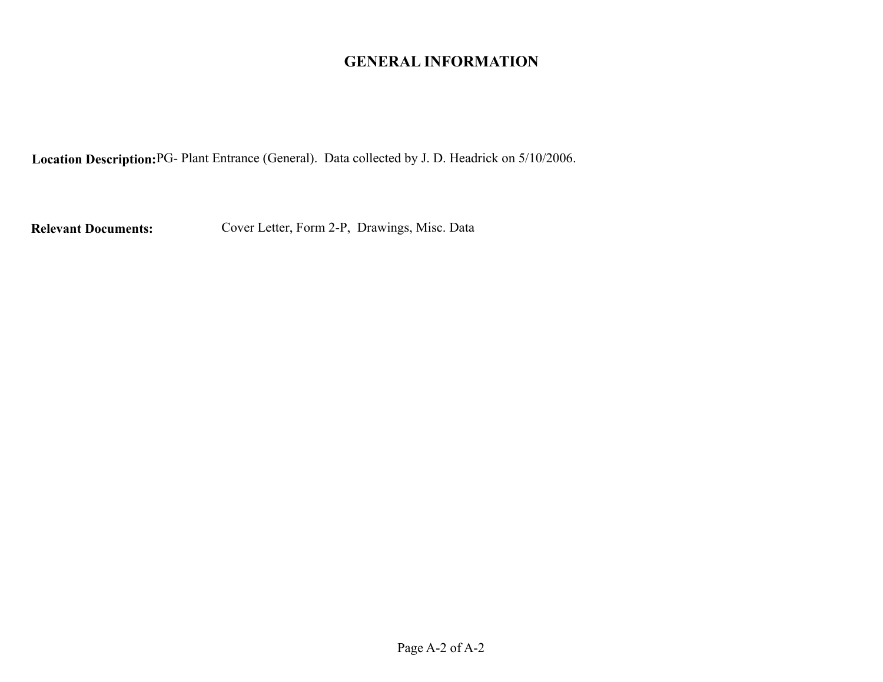# GENERAL INFORMATION

**Location Description:** PG- Plant Entrance (General). Data collected by J. D. Headrick on 5/10/2006.

**Relevant Documents:** Cover Letter, Form 2-P, Drawings, Misc. Data